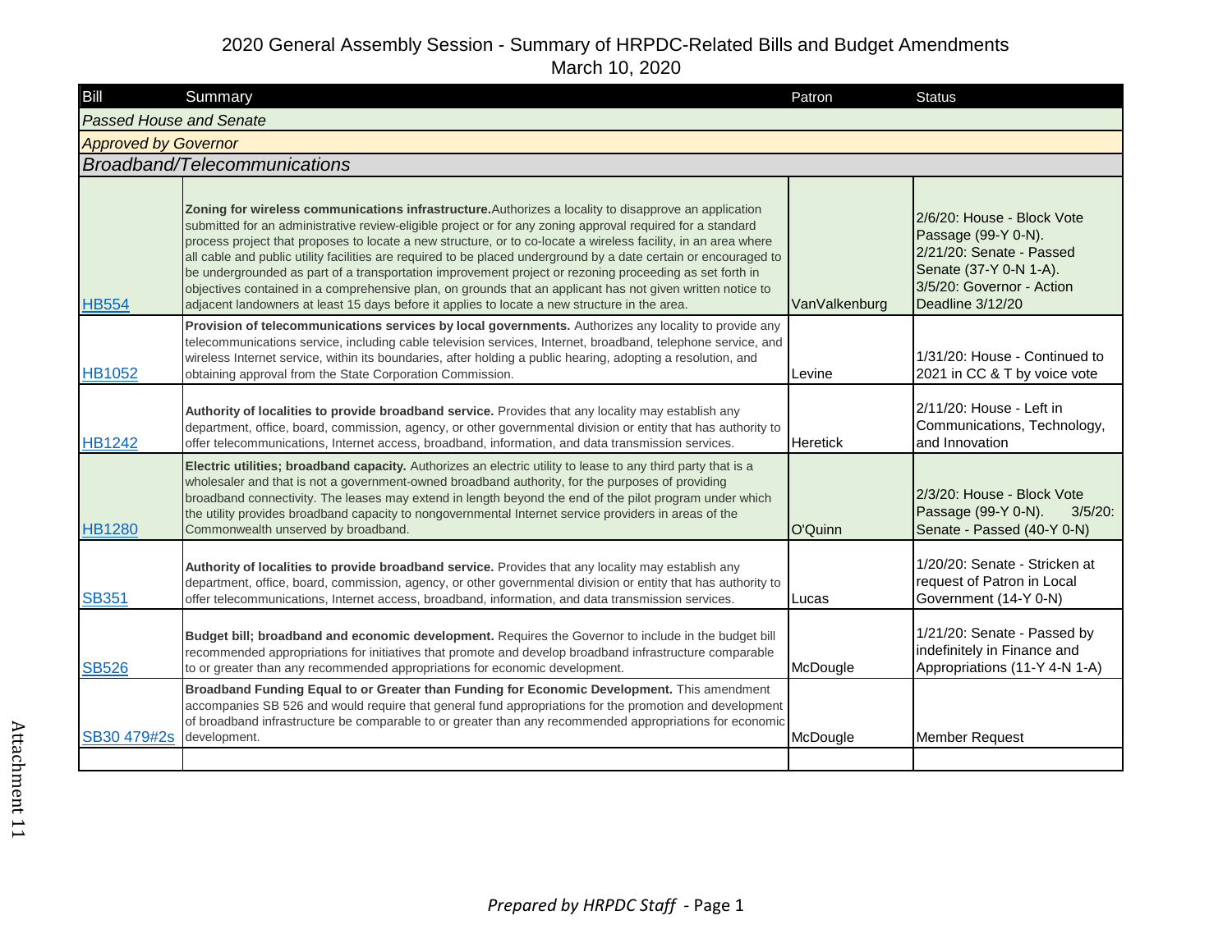# 2020 General Assembly Session - Summary of HRPDC-Related Bills and Budget Amendments

March 10, 2020

| Bill | Summary | Patron | Status |
|---|---|---|---|
| *Passed House and Senate* | | | |
| *Approved by Governor* | | | |
| *Broadband/Telecommunications* | | | |
| HB554 | **Zoning for wireless communications infrastructure.** Authorizes a locality to disapprove an application submitted for an administrative review-eligible project or for any zoning approval required for a standard process project that proposes to locate a new structure, or to co-locate a wireless facility, in an area where all cable and public utility facilities are required to be placed underground by a date certain or encouraged to be undergrounded as part of a transportation improvement project or rezoning proceeding as set forth in objectives contained in a comprehensive plan, on grounds that an applicant has not given written notice to adjacent landowners at least 15 days before it applies to locate a new structure in the area. | VanValkenburg | 2/6/20: House - Block Vote Passage (99-Y 0-N). 2/21/20: Senate - Passed Senate (37-Y 0-N 1-A). 3/5/20: Governor - Action Deadline 3/12/20 |
| HB1052 | **Provision of telecommunications services by local governments.** Authorizes any locality to provide any telecommunications service, including cable television services, Internet, broadband, telephone service, and wireless Internet service, within its boundaries, after holding a public hearing, adopting a resolution, and obtaining approval from the State Corporation Commission. | Levine | 1/31/20: House - Continued to 2021 in CC & T by voice vote |
| HB1242 | **Authority of localities to provide broadband service.** Provides that any locality may establish any department, office, board, commission, agency, or other governmental division or entity that has authority to offer telecommunications, Internet access, broadband, information, and data transmission services. | Heretick | 2/11/20: House - Left in Communications, Technology, and Innovation |
| HB1280 | **Electric utilities; broadband capacity.** Authorizes an electric utility to lease to any third party that is a wholesaler and that is not a government-owned broadband authority, for the purposes of providing broadband connectivity. The leases may extend in length beyond the end of the pilot program under which the utility provides broadband capacity to nongovernmental Internet service providers in areas of the Commonwealth unserved by broadband. | O'Quinn | 2/3/20: House - Block Vote Passage (99-Y 0-N). 3/5/20: Senate - Passed (40-Y 0-N) |
| SB351 | **Authority of localities to provide broadband service.** Provides that any locality may establish any department, office, board, commission, agency, or other governmental division or entity that has authority to offer telecommunications, Internet access, broadband, information, and data transmission services. | Lucas | 1/20/20: Senate - Stricken at request of Patron in Local Government (14-Y 0-N) |
| SB526 | **Budget bill; broadband and economic development.** Requires the Governor to include in the budget bill recommended appropriations for initiatives that promote and develop broadband infrastructure comparable to or greater than any recommended appropriations for economic development. | McDougle | 1/21/20: Senate - Passed by indefinitely in Finance and Appropriations (11-Y 4-N 1-A) |
| SB30 479#2s | **Broadband Funding Equal to or Greater than Funding for Economic Development.** This amendment accompanies SB 526 and would require that general fund appropriations for the promotion and development of broadband infrastructure be comparable to or greater than any recommended appropriations for economic development. | McDougle | Member Request |
| | | | |

Attachment 11

*Prepared by HRPDC Staff*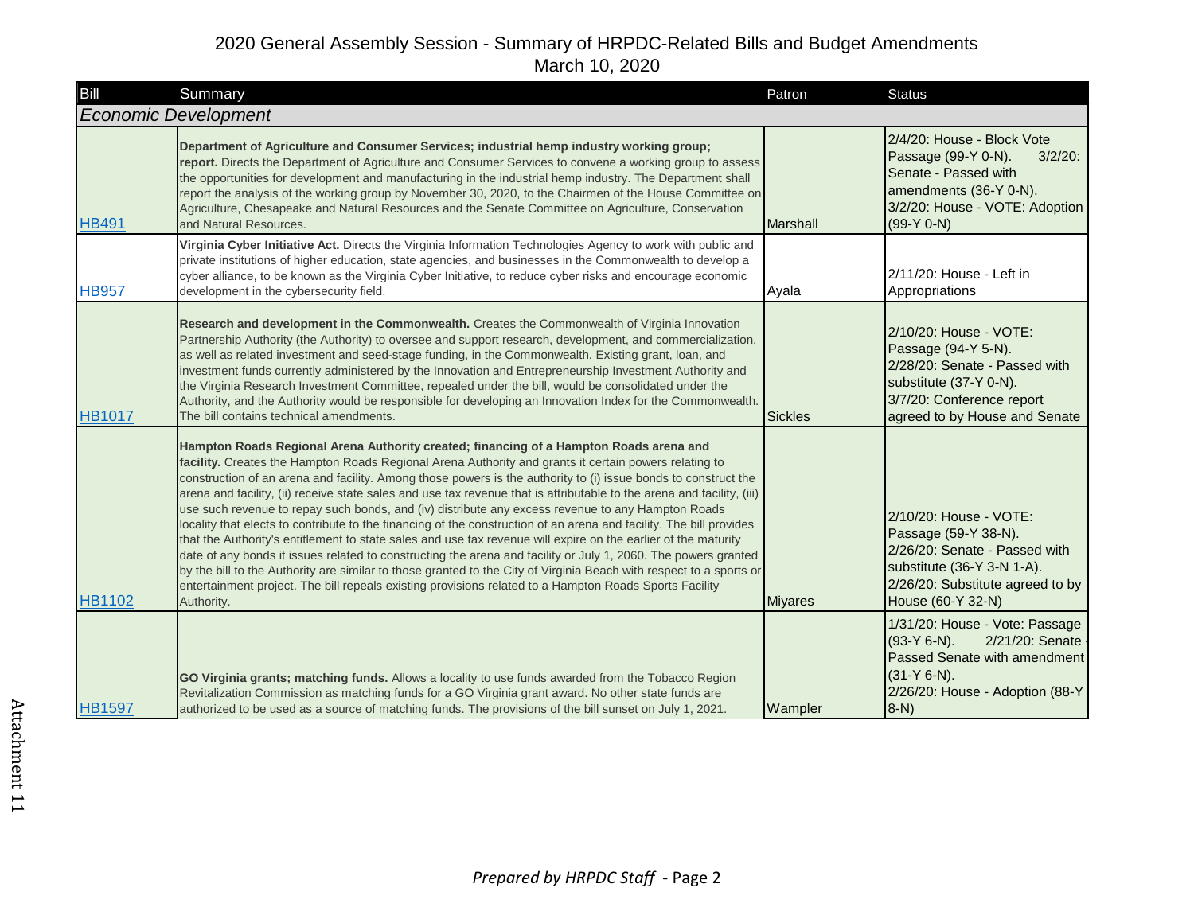# 2020 General Assembly Session - Summary of HRPDC-Related Bills and Budget Amendments
March 10, 2020

| Bill | Summary | Patron | Status |
|---|---|---|---|
| *Economic Development* | | | |
| HB491 | **Department of Agriculture and Consumer Services; industrial hemp industry working group; report.** Directs the Department of Agriculture and Consumer Services to convene a working group to assess the opportunities for development and manufacturing in the industrial hemp industry. The Department shall report the analysis of the working group by November 30, 2020, to the Chairmen of the House Committee on Agriculture, Chesapeake and Natural Resources and the Senate Committee on Agriculture, Conservation and Natural Resources. | Marshall | 2/4/20: House - Block Vote Passage (99-Y 0-N). 3/2/20: Senate - Passed with amendments (36-Y 0-N). 3/2/20: House - VOTE: Adoption (99-Y 0-N) |
| HB957 | **Virginia Cyber Initiative Act.** Directs the Virginia Information Technologies Agency to work with public and private institutions of higher education, state agencies, and businesses in the Commonwealth to develop a cyber alliance, to be known as the Virginia Cyber Initiative, to reduce cyber risks and encourage economic development in the cybersecurity field. | Ayala | 2/11/20: House - Left in Appropriations |
| HB1017 | **Research and development in the Commonwealth.** Creates the Commonwealth of Virginia Innovation Partnership Authority (the Authority) to oversee and support research, development, and commercialization, as well as related investment and seed-stage funding, in the Commonwealth. Existing grant, loan, and investment funds currently administered by the Innovation and Entrepreneurship Investment Authority and the Virginia Research Investment Committee, repealed under the bill, would be consolidated under the Authority, and the Authority would be responsible for developing an Innovation Index for the Commonwealth. The bill contains technical amendments. | Sickles | 2/10/20: House - VOTE: Passage (94-Y 5-N). 2/28/20: Senate - Passed with substitute (37-Y 0-N). 3/7/20: Conference report agreed to by House and Senate |
| HB1102 | **Hampton Roads Regional Arena Authority created; financing of a Hampton Roads arena and facility.** Creates the Hampton Roads Regional Arena Authority and grants it certain powers relating to construction of an arena and facility. Among those powers is the authority to (i) issue bonds to construct the arena and facility, (ii) receive state sales and use tax revenue that is attributable to the arena and facility, (iii) use such revenue to repay such bonds, and (iv) distribute any excess revenue to any Hampton Roads locality that elects to contribute to the financing of the construction of an arena and facility. The bill provides that the Authority's entitlement to state sales and use tax revenue will expire on the earlier of the maturity date of any bonds it issues related to constructing the arena and facility or July 1, 2060. The powers granted by the bill to the Authority are similar to those granted to the City of Virginia Beach with respect to a sports or entertainment project. The bill repeals existing provisions related to a Hampton Roads Sports Facility Authority. | Miyares | 2/10/20: House - VOTE: Passage (59-Y 38-N). 2/26/20: Senate - Passed with substitute (36-Y 3-N 1-A). 2/26/20: Substitute agreed to by House (60-Y 32-N) |
| HB1597 | **GO Virginia grants; matching funds.** Allows a locality to use funds awarded from the Tobacco Region Revitalization Commission as matching funds for a GO Virginia grant award. No other state funds are authorized to be used as a source of matching funds. The provisions of the bill sunset on July 1, 2021. | Wampler | 1/31/20: House - Vote: Passage (93-Y 6-N). 2/21/20: Senate - Passed Senate with amendment (31-Y 6-N). 2/26/20: House - Adoption (88-Y 8-N) |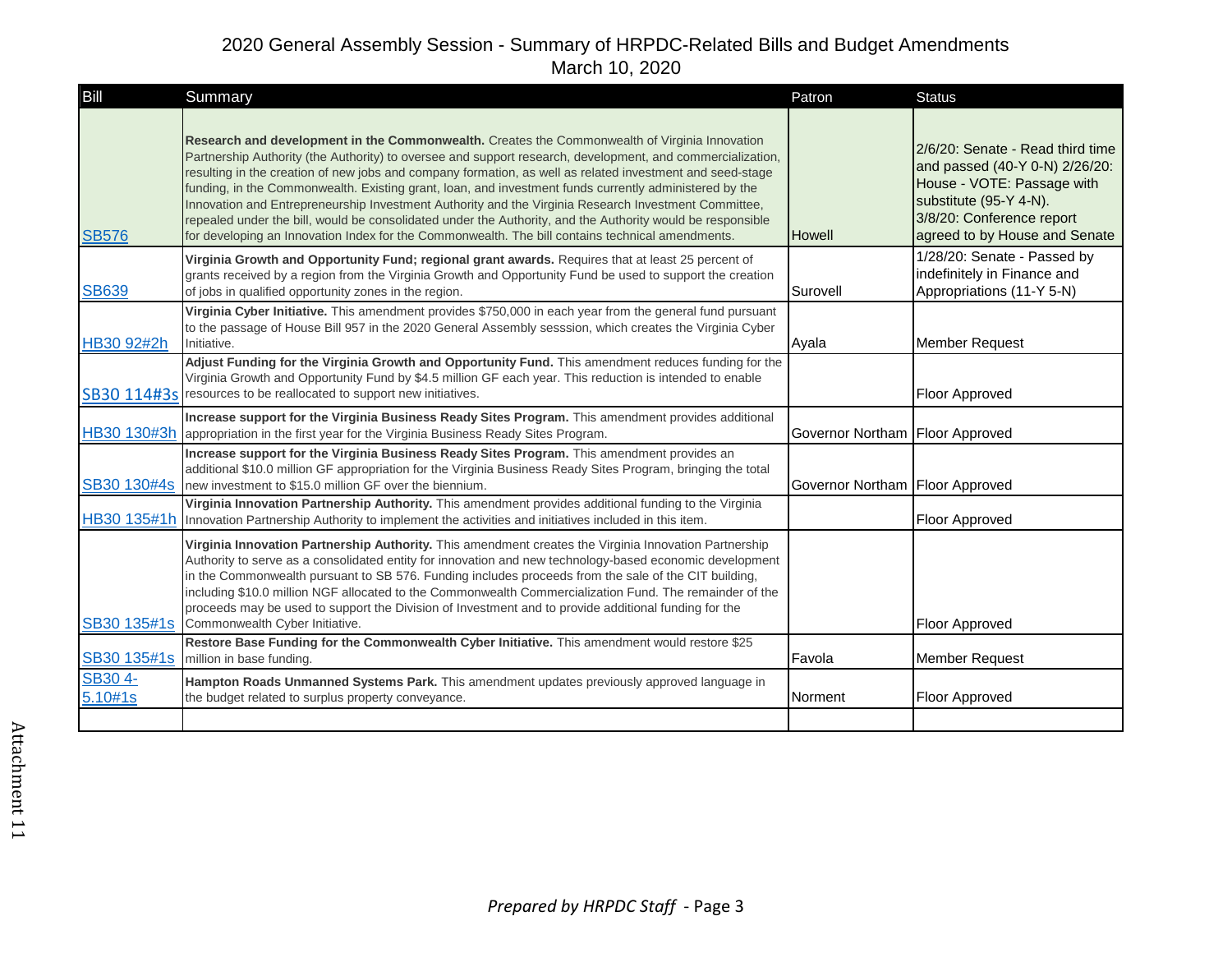# 2020 General Assembly Session - Summary of HRPDC-Related Bills and Budget Amendments

March 10, 2020

| Bill | Summary | Patron | Status |
|---|---|---|---|
| SB576 | **Research and development in the Commonwealth.** Creates the Commonwealth of Virginia Innovation Partnership Authority (the Authority) to oversee and support research, development, and commercialization, resulting in the creation of new jobs and company formation, as well as related investment and seed-stage funding, in the Commonwealth. Existing grant, loan, and investment funds currently administered by the Innovation and Entrepreneurship Investment Authority and the Virginia Research Investment Committee, repealed under the bill, would be consolidated under the Authority, and the Authority would be responsible for developing an Innovation Index for the Commonwealth. The bill contains technical amendments. | Howell | 2/6/20: Senate - Read third time and passed (40-Y 0-N) 2/26/20: House - VOTE: Passage with substitute (95-Y 4-N). 3/8/20: Conference report agreed to by House and Senate |
| SB639 | **Virginia Growth and Opportunity Fund; regional grant awards.** Requires that at least 25 percent of grants received by a region from the Virginia Growth and Opportunity Fund be used to support the creation of jobs in qualified opportunity zones in the region. | Surovell | 1/28/20: Senate - Passed by indefinitely in Finance and Appropriations (11-Y 5-N) |
| HB30 92#2h | **Virginia Cyber Initiative.** This amendment provides $750,000 in each year from the general fund pursuant to the passage of House Bill 957 in the 2020 General Assembly sesssion, which creates the Virginia Cyber Initiative. | Ayala | Member Request |
| SB30 114#3s | **Adjust Funding for the Virginia Growth and Opportunity Fund.** This amendment reduces funding for the Virginia Growth and Opportunity Fund by $4.5 million GF each year. This reduction is intended to enable resources to be reallocated to support new initiatives. | | Floor Approved |
| HB30 130#3h | **Increase support for the Virginia Business Ready Sites Program.** This amendment provides additional appropriation in the first year for the Virginia Business Ready Sites Program. | Governor Northam | Floor Approved |
| SB30 130#4s | **Increase support for the Virginia Business Ready Sites Program.** This amendment provides an additional $10.0 million GF appropriation for the Virginia Business Ready Sites Program, bringing the total new investment to $15.0 million GF over the biennium. | Governor Northam | Floor Approved |
| HB30 135#1h | **Virginia Innovation Partnership Authority.** This amendment provides additional funding to the Virginia Innovation Partnership Authority to implement the activities and initiatives included in this item. | | Floor Approved |
| SB30 135#1s | **Virginia Innovation Partnership Authority.** This amendment creates the Virginia Innovation Partnership Authority to serve as a consolidated entity for innovation and new technology-based economic development in the Commonwealth pursuant to SB 576. Funding includes proceeds from the sale of the CIT building, including $10.0 million NGF allocated to the Commonwealth Commercialization Fund. The remainder of the proceeds may be used to support the Division of Investment and to provide additional funding for the Commonwealth Cyber Initiative. | | Floor Approved |
| SB30 135#1s | **Restore Base Funding for the Commonwealth Cyber Initiative.** This amendment would restore $25 million in base funding. | Favola | Member Request |
| SB30 4-5.10#1s | **Hampton Roads Unmanned Systems Park.** This amendment updates previously approved language in the budget related to surplus property conveyance. | Norment | Floor Approved |
| | | | |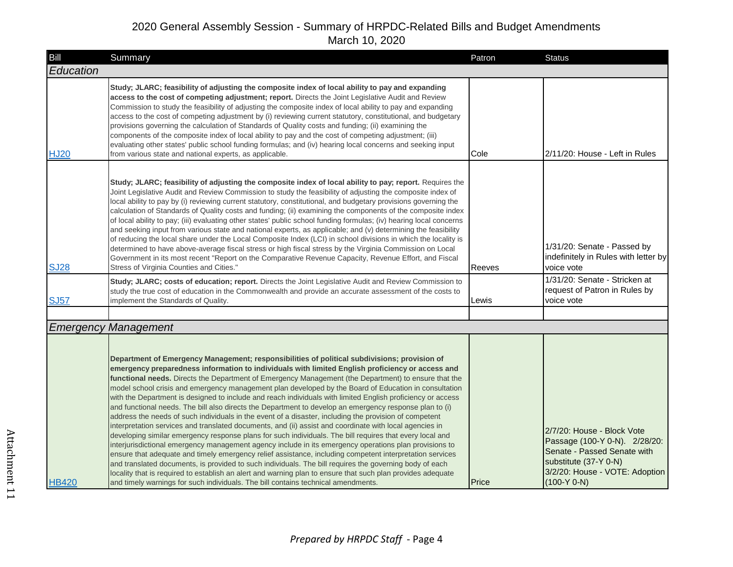2020 General Assembly Session - Summary of HRPDC-Related Bills and Budget Amendments
March 10, 2020

| Bill | Summary | Patron | Status |
|---|---|---|---|
| *Education* | | | |
| HJ20 | **Study; JLARC; feasibility of adjusting the composite index of local ability to pay and expanding access to the cost of competing adjustment; report.** Directs the Joint Legislative Audit and Review Commission to study the feasibility of adjusting the composite index of local ability to pay and expanding access to the cost of competing adjustment by (i) reviewing current statutory, constitutional, and budgetary provisions governing the calculation of Standards of Quality costs and funding; (ii) examining the components of the composite index of local ability to pay and the cost of competing adjustment; (iii) evaluating other states' public school funding formulas; and (iv) hearing local concerns and seeking input from various state and national experts, as applicable. | Cole | 2/11/20: House - Left in Rules |
| SJ28 | **Study; JLARC; feasibility of adjusting the composite index of local ability to pay; report.** Requires the Joint Legislative Audit and Review Commission to study the feasibility of adjusting the composite index of local ability to pay by (i) reviewing current statutory, constitutional, and budgetary provisions governing the calculation of Standards of Quality costs and funding; (ii) examining the components of the composite index of local ability to pay; (iii) evaluating other states' public school funding formulas; (iv) hearing local concerns and seeking input from various state and national experts, as applicable; and (v) determining the feasibility of reducing the local share under the Local Composite Index (LCI) in school divisions in which the locality is determined to have above-average fiscal stress or high fiscal stress by the Virginia Commission on Local Government in its most recent "Report on the Comparative Revenue Capacity, Revenue Effort, and Fiscal Stress of Virginia Counties and Cities." | Reeves | 1/31/20: Senate - Passed by indefinitely in Rules with letter by voice vote |
| SJ57 | **Study; JLARC; costs of education; report.** Directs the Joint Legislative Audit and Review Commission to study the true cost of education in the Commonwealth and provide an accurate assessment of the costs to implement the Standards of Quality. | Lewis | 1/31/20: Senate - Stricken at request of Patron in Rules by voice vote |
| | | | |
| *Emergency Management* | | | |
| HB420 | **Department of Emergency Management; responsibilities of political subdivisions; provision of emergency preparedness information to individuals with limited English proficiency or access and functional needs.** Directs the Department of Emergency Management (the Department) to ensure that the model school crisis and emergency management plan developed by the Board of Education in consultation with the Department is designed to include and reach individuals with limited English proficiency or access and functional needs. The bill also directs the Department to develop an emergency response plan to (i) address the needs of such individuals in the event of a disaster, including the provision of competent interpretation services and translated documents, and (ii) assist and coordinate with local agencies in developing similar emergency response plans for such individuals. The bill requires that every local and interjurisdictional emergency management agency include in its emergency operations plan provisions to ensure that adequate and timely emergency relief assistance, including competent interpretation services and translated documents, is provided to such individuals. The bill requires the governing body of each locality that is required to establish an alert and warning plan to ensure that such plan provides adequate and timely warnings for such individuals. The bill contains technical amendments. | Price | 2/7/20: House - Block Vote Passage (100-Y 0-N). 2/28/20: Senate - Passed Senate with substitute (37-Y 0-N) 3/2/20: House - VOTE: Adoption (100-Y 0-N) |

*Prepared by HRPDC Staff*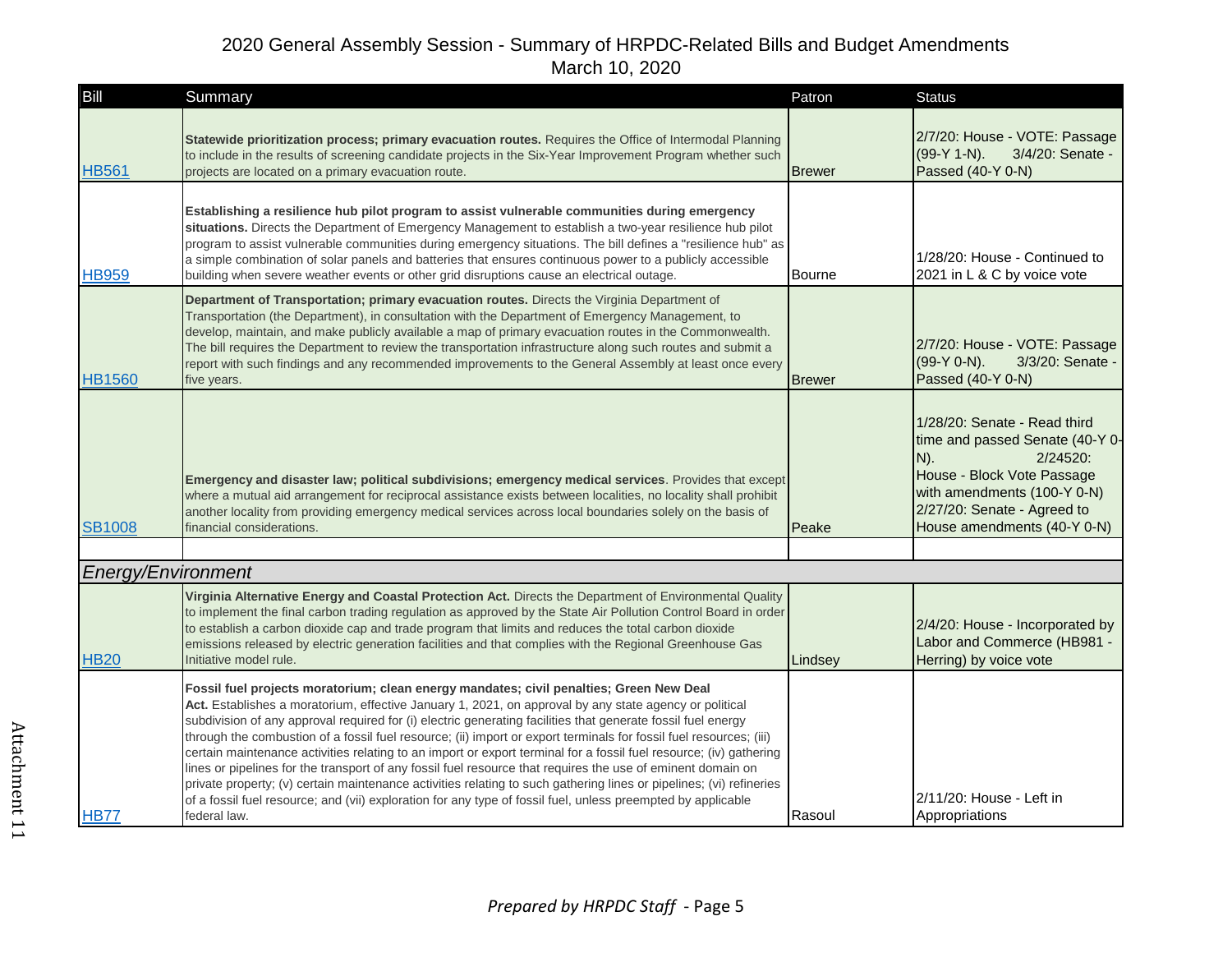# 2020 General Assembly Session - Summary of HRPDC-Related Bills and Budget Amendments

March 10, 2020

| Bill | Summary | Patron | Status |
|---|---|---|---|
| HB561 | **Statewide prioritization process; primary evacuation routes.** Requires the Office of Intermodal Planning to include in the results of screening candidate projects in the Six-Year Improvement Program whether such projects are located on a primary evacuation route. | Brewer | 2/7/20: House - VOTE: Passage (99-Y 1-N). 3/4/20: Senate - Passed (40-Y 0-N) |
| HB959 | **Establishing a resilience hub pilot program to assist vulnerable communities during emergency situations.** Directs the Department of Emergency Management to establish a two-year resilience hub pilot program to assist vulnerable communities during emergency situations. The bill defines a "resilience hub" as a simple combination of solar panels and batteries that ensures continuous power to a publicly accessible building when severe weather events or other grid disruptions cause an electrical outage. | Bourne | 1/28/20: House - Continued to 2021 in L & C by voice vote |
| HB1560 | **Department of Transportation; primary evacuation routes.** Directs the Virginia Department of Transportation (the Department), in consultation with the Department of Emergency Management, to develop, maintain, and make publicly available a map of primary evacuation routes in the Commonwealth. The bill requires the Department to review the transportation infrastructure along such routes and submit a report with such findings and any recommended improvements to the General Assembly at least once every five years. | Brewer | 2/7/20: House - VOTE: Passage (99-Y 0-N). 3/3/20: Senate - Passed (40-Y 0-N) |
| SB1008 | **Emergency and disaster law; political subdivisions; emergency medical services**. Provides that except where a mutual aid arrangement for reciprocal assistance exists between localities, no locality shall prohibit another locality from providing emergency medical services across local boundaries solely on the basis of financial considerations. | Peake | 1/28/20: Senate - Read third time and passed Senate (40-Y 0-N). 2/24520: House - Block Vote Passage with amendments (100-Y 0-N) 2/27/20: Senate - Agreed to House amendments (40-Y 0-N) |
| | | | |
| ***Energy/Environment*** | | | |
| HB20 | **Virginia Alternative Energy and Coastal Protection Act.** Directs the Department of Environmental Quality to implement the final carbon trading regulation as approved by the State Air Pollution Control Board in order to establish a carbon dioxide cap and trade program that limits and reduces the total carbon dioxide emissions released by electric generation facilities and that complies with the Regional Greenhouse Gas Initiative model rule. | Lindsey | 2/4/20: House - Incorporated by Labor and Commerce (HB981 - Herring) by voice vote |
| HB77 | **Fossil fuel projects moratorium; clean energy mandates; civil penalties; Green New Deal Act.** Establishes a moratorium, effective January 1, 2021, on approval by any state agency or political subdivision of any approval required for (i) electric generating facilities that generate fossil fuel energy through the combustion of a fossil fuel resource; (ii) import or export terminals for fossil fuel resources; (iii) certain maintenance activities relating to an import or export terminal for a fossil fuel resource; (iv) gathering lines or pipelines for the transport of any fossil fuel resource that requires the use of eminent domain on private property; (v) certain maintenance activities relating to such gathering lines or pipelines; (vi) refineries of a fossil fuel resource; and (vii) exploration for any type of fossil fuel, unless preempted by applicable federal law. | Rasoul | 2/11/20: House - Left in Appropriations |

*Prepared by HRPDC Staff* - Page 5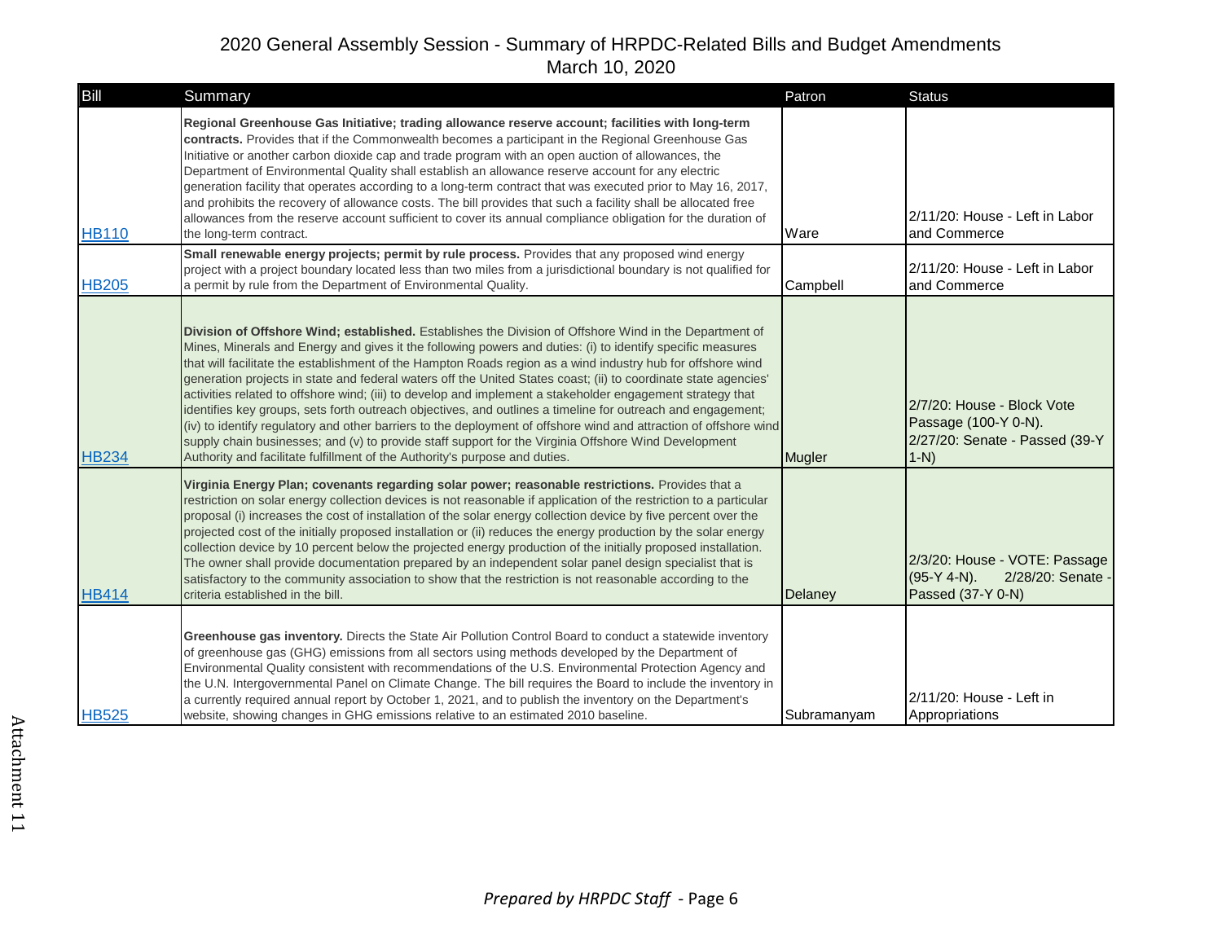# 2020 General Assembly Session - Summary of HRPDC-Related Bills and Budget Amendments

March 10, 2020

| Bill | Summary | Patron | Status |
|---|---|---|---|
| HB110 | **Regional Greenhouse Gas Initiative; trading allowance reserve account; facilities with long-term contracts.** Provides that if the Commonwealth becomes a participant in the Regional Greenhouse Gas Initiative or another carbon dioxide cap and trade program with an open auction of allowances, the Department of Environmental Quality shall establish an allowance reserve account for any electric generation facility that operates according to a long-term contract that was executed prior to May 16, 2017, and prohibits the recovery of allowance costs. The bill provides that such a facility shall be allocated free allowances from the reserve account sufficient to cover its annual compliance obligation for the duration of the long-term contract. | Ware | 2/11/20: House - Left in Labor and Commerce |
| HB205 | **Small renewable energy projects; permit by rule process.** Provides that any proposed wind energy project with a project boundary located less than two miles from a jurisdictional boundary is not qualified for a permit by rule from the Department of Environmental Quality. | Campbell | 2/11/20: House - Left in Labor and Commerce |
| HB234 | **Division of Offshore Wind; established.** Establishes the Division of Offshore Wind in the Department of Mines, Minerals and Energy and gives it the following powers and duties: (i) to identify specific measures that will facilitate the establishment of the Hampton Roads region as a wind industry hub for offshore wind generation projects in state and federal waters off the United States coast; (ii) to coordinate state agencies' activities related to offshore wind; (iii) to develop and implement a stakeholder engagement strategy that identifies key groups, sets forth outreach objectives, and outlines a timeline for outreach and engagement; (iv) to identify regulatory and other barriers to the deployment of offshore wind and attraction of offshore wind supply chain businesses; and (v) to provide staff support for the Virginia Offshore Wind Development Authority and facilitate fulfillment of the Authority's purpose and duties. | Mugler | 2/7/20: House - Block Vote Passage (100-Y 0-N). 2/27/20: Senate - Passed (39-Y 1-N) |
| HB414 | **Virginia Energy Plan; covenants regarding solar power; reasonable restrictions.** Provides that a restriction on solar energy collection devices is not reasonable if application of the restriction to a particular proposal (i) increases the cost of installation of the solar energy collection device by five percent over the projected cost of the initially proposed installation or (ii) reduces the energy production by the solar energy collection device by 10 percent below the projected energy production of the initially proposed installation. The owner shall provide documentation prepared by an independent solar panel design specialist that is satisfactory to the community association to show that the restriction is not reasonable according to the criteria established in the bill. | Delaney | 2/3/20: House - VOTE: Passage (95-Y 4-N). 2/28/20: Senate - Passed (37-Y 0-N) |
| HB525 | **Greenhouse gas inventory.** Directs the State Air Pollution Control Board to conduct a statewide inventory of greenhouse gas (GHG) emissions from all sectors using methods developed by the Department of Environmental Quality consistent with recommendations of the U.S. Environmental Protection Agency and the U.N. Intergovernmental Panel on Climate Change. The bill requires the Board to include the inventory in a currently required annual report by October 1, 2021, and to publish the inventory on the Department's website, showing changes in GHG emissions relative to an estimated 2010 baseline. | Subramanyam | 2/11/20: House - Left in Appropriations |

*Prepared by HRPDC Staff*

Attachment 11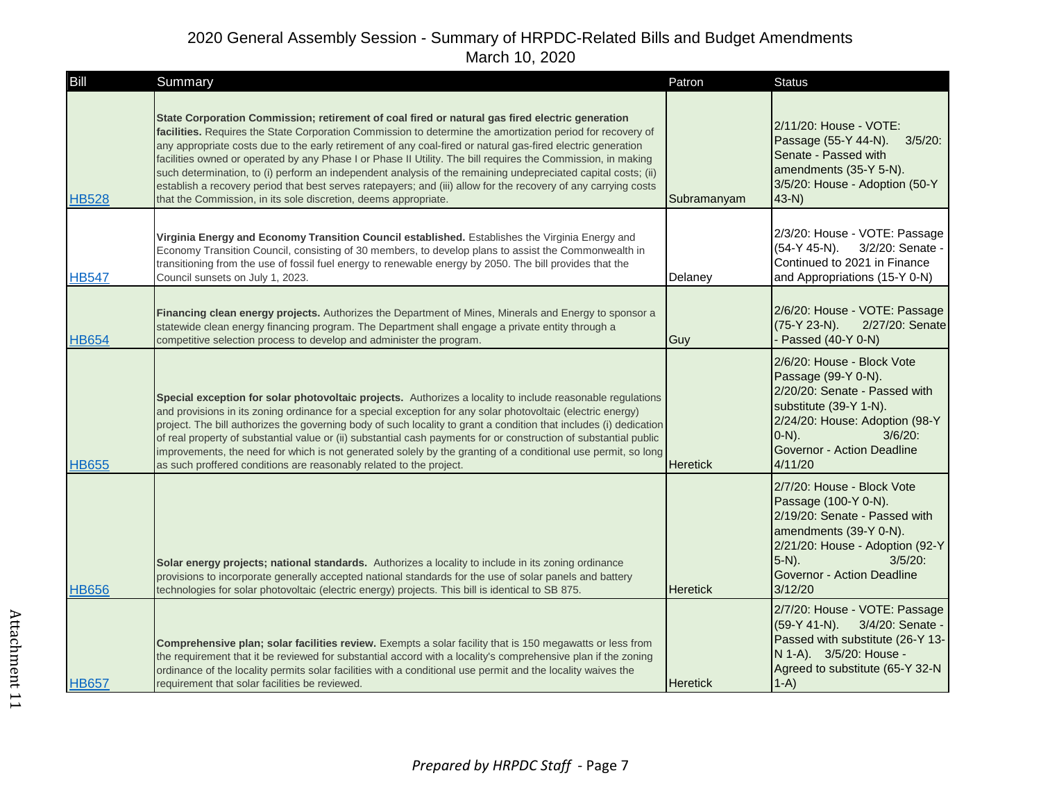# 2020 General Assembly Session - Summary of HRPDC-Related Bills and Budget Amendments

March 10, 2020

| Bill | Summary | Patron | Status |
|---|---|---|---|
| HB528 | **State Corporation Commission; retirement of coal fired or natural gas fired electric generation facilities.** Requires the State Corporation Commission to determine the amortization period for recovery of any appropriate costs due to the early retirement of any coal-fired or natural gas-fired electric generation facilities owned or operated by any Phase I or Phase II Utility. The bill requires the Commission, in making such determination, to (i) perform an independent analysis of the remaining undepreciated capital costs; (ii) establish a recovery period that best serves ratepayers; and (iii) allow for the recovery of any carrying costs that the Commission, in its sole discretion, deems appropriate. | Subramanyam | 2/11/20: House - VOTE: Passage (55-Y 44-N). 3/5/20: Senate - Passed with amendments (35-Y 5-N). 3/5/20: House - Adoption (50-Y 43-N) |
| HB547 | **Virginia Energy and Economy Transition Council established.** Establishes the Virginia Energy and Economy Transition Council, consisting of 30 members, to develop plans to assist the Commonwealth in transitioning from the use of fossil fuel energy to renewable energy by 2050. The bill provides that the Council sunsets on July 1, 2023. | Delaney | 2/3/20: House - VOTE: Passage (54-Y 45-N). 3/2/20: Senate - Continued to 2021 in Finance and Appropriations (15-Y 0-N) |
| HB654 | **Financing clean energy projects.** Authorizes the Department of Mines, Minerals and Energy to sponsor a statewide clean energy financing program. The Department shall engage a private entity through a competitive selection process to develop and administer the program. | Guy | 2/6/20: House - VOTE: Passage (75-Y 23-N). 2/27/20: Senate - Passed (40-Y 0-N) |
| HB655 | **Special exception for solar photovoltaic projects.** Authorizes a locality to include reasonable regulations and provisions in its zoning ordinance for a special exception for any solar photovoltaic (electric energy) project. The bill authorizes the governing body of such locality to grant a condition that includes (i) dedication of real property of substantial value or (ii) substantial cash payments for or construction of substantial public improvements, the need for which is not generated solely by the granting of a conditional use permit, so long as such proffered conditions are reasonably related to the project. | Heretick | 2/6/20: House - Block Vote Passage (99-Y 0-N). 2/20/20: Senate - Passed with substitute (39-Y 1-N). 2/24/20: House: Adoption (98-Y 0-N). 3/6/20: Governor - Action Deadline 4/11/20 |
| HB656 | **Solar energy projects; national standards.** Authorizes a locality to include in its zoning ordinance provisions to incorporate generally accepted national standards for the use of solar panels and battery technologies for solar photovoltaic (electric energy) projects. This bill is identical to SB 875. | Heretick | 2/7/20: House - Block Vote Passage (100-Y 0-N). 2/19/20: Senate - Passed with amendments (39-Y 0-N). 2/21/20: House - Adoption (92-Y 5-N). 3/5/20: Governor - Action Deadline 3/12/20 |
| HB657 | **Comprehensive plan; solar facilities review.** Exempts a solar facility that is 150 megawatts or less from the requirement that it be reviewed for substantial accord with a locality's comprehensive plan if the zoning ordinance of the locality permits solar facilities with a conditional use permit and the locality waives the requirement that solar facilities be reviewed. | Heretick | 2/7/20: House - VOTE: Passage (59-Y 41-N). 3/4/20: Senate - Passed with substitute (26-Y 13-N 1-A). 3/5/20: House - Agreed to substitute (65-Y 32-N 1-A) |

Attachment 11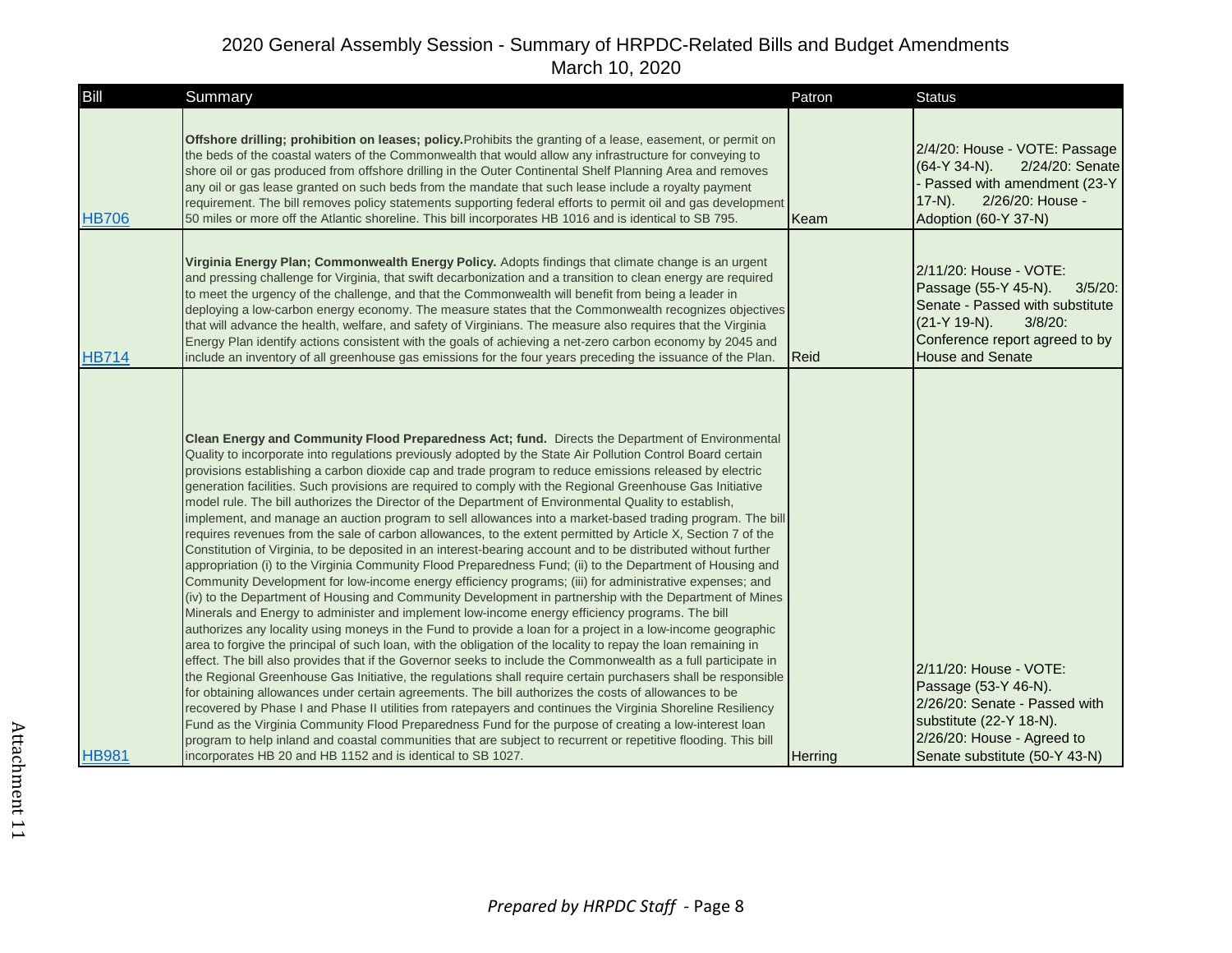# 2020 General Assembly Session - Summary of HRPDC-Related Bills and Budget Amendments

March 10, 2020

| Bill | Summary | Patron | Status |
| --- | --- | --- | --- |
| HB706 | **Offshore drilling; prohibition on leases; policy.** Prohibits the granting of a lease, easement, or permit on the beds of the coastal waters of the Commonwealth that would allow any infrastructure for conveying to shore oil or gas produced from offshore drilling in the Outer Continental Shelf Planning Area and removes any oil or gas lease granted on such beds from the mandate that such lease include a royalty payment requirement. The bill removes policy statements supporting federal efforts to permit oil and gas development 50 miles or more off the Atlantic shoreline. This bill incorporates HB 1016 and is identical to SB 795. | Keam | 2/4/20: House - VOTE: Passage (64-Y 34-N). 2/24/20: Senate - Passed with amendment (23-Y 17-N). 2/26/20: House - Adoption (60-Y 37-N) |
| HB714 | **Virginia Energy Plan; Commonwealth Energy Policy.** Adopts findings that climate change is an urgent and pressing challenge for Virginia, that swift decarbonization and a transition to clean energy are required to meet the urgency of the challenge, and that the Commonwealth will benefit from being a leader in deploying a low-carbon energy economy. The measure states that the Commonwealth recognizes objectives that will advance the health, welfare, and safety of Virginians. The measure also requires that the Virginia Energy Plan identify actions consistent with the goals of achieving a net-zero carbon economy by 2045 and include an inventory of all greenhouse gas emissions for the four years preceding the issuance of the Plan. | Reid | 2/11/20: House - VOTE: Passage (55-Y 45-N). 3/5/20: Senate - Passed with substitute (21-Y 19-N). 3/8/20: Conference report agreed to by House and Senate |
| HB981 | **Clean Energy and Community Flood Preparedness Act; fund.** Directs the Department of Environmental Quality to incorporate into regulations previously adopted by the State Air Pollution Control Board certain provisions establishing a carbon dioxide cap and trade program to reduce emissions released by electric generation facilities. Such provisions are required to comply with the Regional Greenhouse Gas Initiative model rule. The bill authorizes the Director of the Department of Environmental Quality to establish, implement, and manage an auction program to sell allowances into a market-based trading program. The bill requires revenues from the sale of carbon allowances, to the extent permitted by Article X, Section 7 of the Constitution of Virginia, to be deposited in an interest-bearing account and to be distributed without further appropriation (i) to the Virginia Community Flood Preparedness Fund; (ii) to the Department of Housing and Community Development for low-income energy efficiency programs; (iii) for administrative expenses; and (iv) to the Department of Housing and Community Development in partnership with the Department of Mines Minerals and Energy to administer and implement low-income energy efficiency programs. The bill authorizes any locality using moneys in the Fund to provide a loan for a project in a low-income geographic area to forgive the principal of such loan, with the obligation of the locality to repay the loan remaining in effect. The bill also provides that if the Governor seeks to include the Commonwealth as a full participate in the Regional Greenhouse Gas Initiative, the regulations shall require certain purchasers shall be responsible for obtaining allowances under certain agreements. The bill authorizes the costs of allowances to be recovered by Phase I and Phase II utilities from ratepayers and continues the Virginia Shoreline Resiliency Fund as the Virginia Community Flood Preparedness Fund for the purpose of creating a low-interest loan program to help inland and coastal communities that are subject to recurrent or repetitive flooding. This bill incorporates HB 20 and HB 1152 and is identical to SB 1027. | Herring | 2/11/20: House - VOTE: Passage (53-Y 46-N). 2/26/20: Senate - Passed with substitute (22-Y 18-N). 2/26/20: House - Agreed to Senate substitute (50-Y 43-N) |

Attachment 11

*Prepared by HRPDC Staff* - Page 8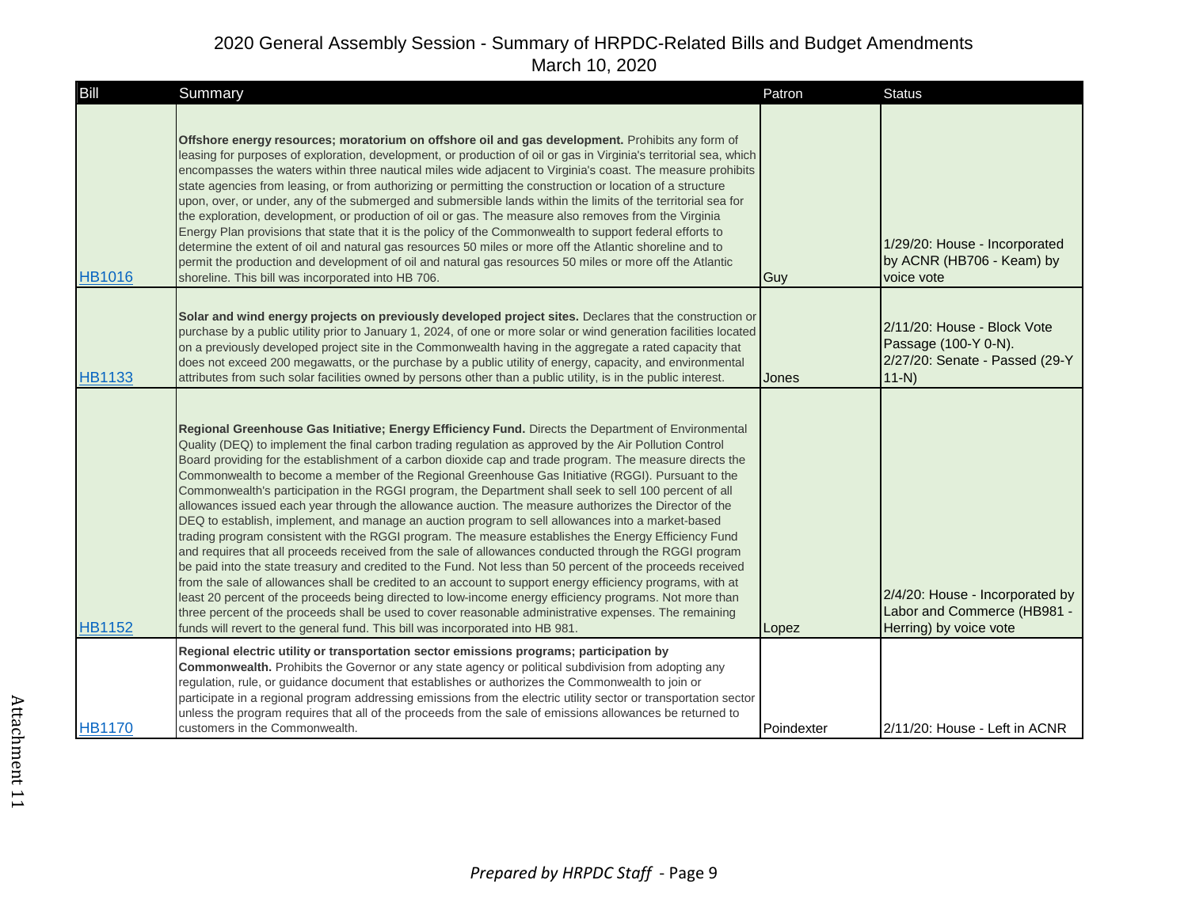2020 General Assembly Session - Summary of HRPDC-Related Bills and Budget Amendments
March 10, 2020

| Bill | Summary | Patron | Status |
|---|---|---|---|
| HB1016 | **Offshore energy resources; moratorium on offshore oil and gas development.** Prohibits any form of leasing for purposes of exploration, development, or production of oil or gas in Virginia's territorial sea, which encompasses the waters within three nautical miles wide adjacent to Virginia's coast. The measure prohibits state agencies from leasing, or from authorizing or permitting the construction or location of a structure upon, over, or under, any of the submerged and submersible lands within the limits of the territorial sea for the exploration, development, or production of oil or gas. The measure also removes from the Virginia Energy Plan provisions that state that it is the policy of the Commonwealth to support federal efforts to determine the extent of oil and natural gas resources 50 miles or more off the Atlantic shoreline and to permit the production and development of oil and natural gas resources 50 miles or more off the Atlantic shoreline. This bill was incorporated into HB 706. | Guy | 1/29/20: House - Incorporated by ACNR (HB706 - Keam) by voice vote |
| HB1133 | **Solar and wind energy projects on previously developed project sites.** Declares that the construction or purchase by a public utility prior to January 1, 2024, of one or more solar or wind generation facilities located on a previously developed project site in the Commonwealth having in the aggregate a rated capacity that does not exceed 200 megawatts, or the purchase by a public utility of energy, capacity, and environmental attributes from such solar facilities owned by persons other than a public utility, is in the public interest. | Jones | 2/11/20: House - Block Vote Passage (100-Y 0-N). 2/27/20: Senate - Passed (29-Y 11-N) |
| HB1152 | **Regional Greenhouse Gas Initiative; Energy Efficiency Fund.** Directs the Department of Environmental Quality (DEQ) to implement the final carbon trading regulation as approved by the Air Pollution Control Board providing for the establishment of a carbon dioxide cap and trade program. The measure directs the Commonwealth to become a member of the Regional Greenhouse Gas Initiative (RGGI). Pursuant to the Commonwealth's participation in the RGGI program, the Department shall seek to sell 100 percent of all allowances issued each year through the allowance auction. The measure authorizes the Director of the DEQ to establish, implement, and manage an auction program to sell allowances into a market-based trading program consistent with the RGGI program. The measure establishes the Energy Efficiency Fund and requires that all proceeds received from the sale of allowances conducted through the RGGI program be paid into the state treasury and credited to the Fund. Not less than 50 percent of the proceeds received from the sale of allowances shall be credited to an account to support energy efficiency programs, with at least 20 percent of the proceeds being directed to low-income energy efficiency programs. Not more than three percent of the proceeds shall be used to cover reasonable administrative expenses. The remaining funds will revert to the general fund. This bill was incorporated into HB 981. | Lopez | 2/4/20: House - Incorporated by Labor and Commerce (HB981 - Herring) by voice vote |
| HB1170 | **Regional electric utility or transportation sector emissions programs; participation by Commonwealth.** Prohibits the Governor or any state agency or political subdivision from adopting any regulation, rule, or guidance document that establishes or authorizes the Commonwealth to join or participate in a regional program addressing emissions from the electric utility sector or transportation sector unless the program requires that all of the proceeds from the sale of emissions allowances be returned to customers in the Commonwealth. | Poindexter | 2/11/20: House - Left in ACNR |

Attachment 11

*Prepared by HRPDC Staff* - Page 9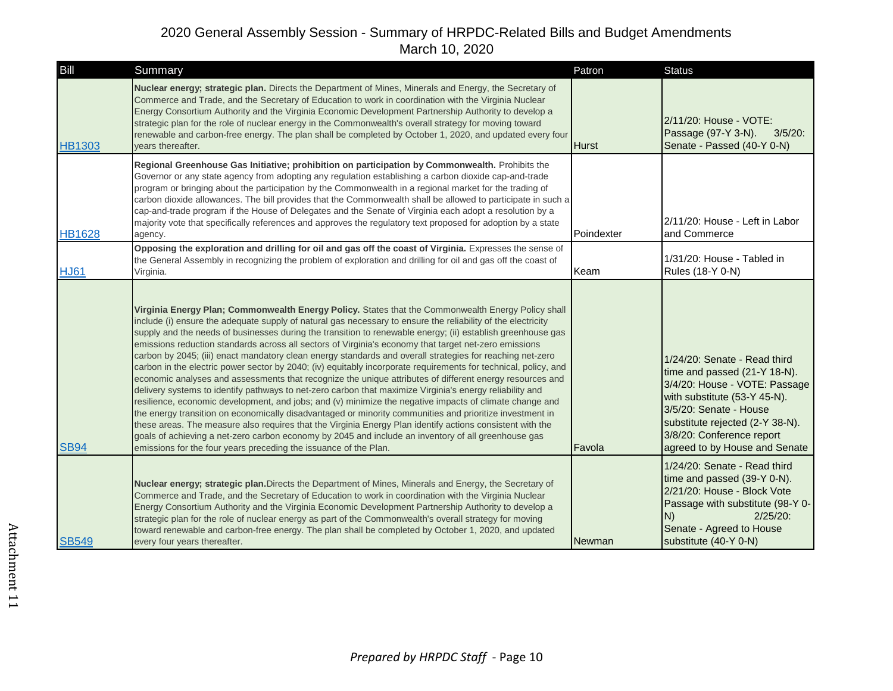# 2020 General Assembly Session - Summary of HRPDC-Related Bills and Budget Amendments

March 10, 2020

| Bill | Summary | Patron | Status |
|---|---|---|---|
| HB1303 | **Nuclear energy; strategic plan.** Directs the Department of Mines, Minerals and Energy, the Secretary of Commerce and Trade, and the Secretary of Education to work in coordination with the Virginia Nuclear Energy Consortium Authority and the Virginia Economic Development Partnership Authority to develop a strategic plan for the role of nuclear energy in the Commonwealth's overall strategy for moving toward renewable and carbon-free energy. The plan shall be completed by October 1, 2020, and updated every four years thereafter. | Hurst | 2/11/20: House - VOTE: Passage (97-Y 3-N). 3/5/20: Senate - Passed (40-Y 0-N) |
| HB1628 | **Regional Greenhouse Gas Initiative; prohibition on participation by Commonwealth.** Prohibits the Governor or any state agency from adopting any regulation establishing a carbon dioxide cap-and-trade program or bringing about the participation by the Commonwealth in a regional market for the trading of carbon dioxide allowances. The bill provides that the Commonwealth shall be allowed to participate in such a cap-and-trade program if the House of Delegates and the Senate of Virginia each adopt a resolution by a majority vote that specifically references and approves the regulatory text proposed for adoption by a state agency. | Poindexter | 2/11/20: House - Left in Labor and Commerce |
| HJ61 | **Opposing the exploration and drilling for oil and gas off the coast of Virginia.** Expresses the sense of the General Assembly in recognizing the problem of exploration and drilling for oil and gas off the coast of Virginia. | Keam | 1/31/20: House - Tabled in Rules (18-Y 0-N) |
| SB94 | **Virginia Energy Plan; Commonwealth Energy Policy.** States that the Commonwealth Energy Policy shall include (i) ensure the adequate supply of natural gas necessary to ensure the reliability of the electricity supply and the needs of businesses during the transition to renewable energy; (ii) establish greenhouse gas emissions reduction standards across all sectors of Virginia's economy that target net-zero emissions carbon by 2045; (iii) enact mandatory clean energy standards and overall strategies for reaching net-zero carbon in the electric power sector by 2040; (iv) equitably incorporate requirements for technical, policy, and economic analyses and assessments that recognize the unique attributes of different energy resources and delivery systems to identify pathways to net-zero carbon that maximize Virginia's energy reliability and resilience, economic development, and jobs; and (v) minimize the negative impacts of climate change and the energy transition on economically disadvantaged or minority communities and prioritize investment in these areas. The measure also requires that the Virginia Energy Plan identify actions consistent with the goals of achieving a net-zero carbon economy by 2045 and include an inventory of all greenhouse gas emissions for the four years preceding the issuance of the Plan. | Favola | 1/24/20: Senate - Read third time and passed (21-Y 18-N). 3/4/20: House - VOTE: Passage with substitute (53-Y 45-N). 3/5/20: Senate - House substitute rejected (2-Y 38-N). 3/8/20: Conference report agreed to by House and Senate |
| SB549 | **Nuclear energy; strategic plan.** Directs the Department of Mines, Minerals and Energy, the Secretary of Commerce and Trade, and the Secretary of Education to work in coordination with the Virginia Nuclear Energy Consortium Authority and the Virginia Economic Development Partnership Authority to develop a strategic plan for the role of nuclear energy as part of the Commonwealth's overall strategy for moving toward renewable and carbon-free energy. The plan shall be completed by October 1, 2020, and updated every four years thereafter. | Newman | 1/24/20: Senate - Read third time and passed (39-Y 0-N). 2/21/20: House - Block Vote Passage with substitute (98-Y 0-N) 2/25/20: Senate - Agreed to House substitute (40-Y 0-N) |

Attachment 11

*Prepared by HRPDC Staff* - Page 10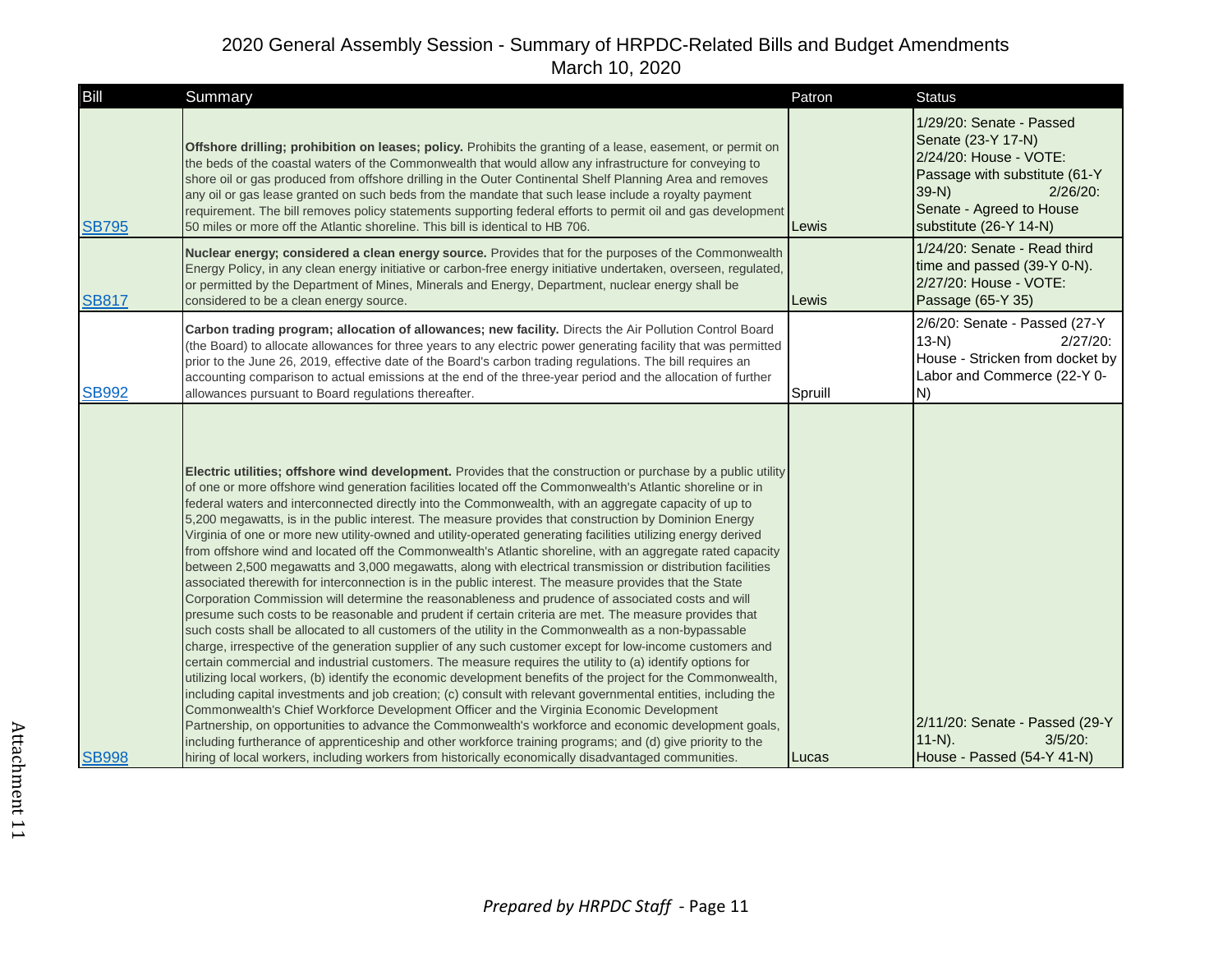2020 General Assembly Session - Summary of HRPDC-Related Bills and Budget Amendments
March 10, 2020

| Bill | Summary | Patron | Status |
|---|---|---|---|
| SB795 | **Offshore drilling; prohibition on leases; policy.** Prohibits the granting of a lease, easement, or permit on the beds of the coastal waters of the Commonwealth that would allow any infrastructure for conveying to shore oil or gas produced from offshore drilling in the Outer Continental Shelf Planning Area and removes any oil or gas lease granted on such beds from the mandate that such lease include a royalty payment requirement. The bill removes policy statements supporting federal efforts to permit oil and gas development 50 miles or more off the Atlantic shoreline. This bill is identical to HB 706. | Lewis | 1/29/20: Senate - Passed Senate (23-Y 17-N) 2/24/20: House - VOTE: Passage with substitute (61-Y 39-N) 2/26/20: Senate - Agreed to House substitute (26-Y 14-N) |
| SB817 | **Nuclear energy; considered a clean energy source.** Provides that for the purposes of the Commonwealth Energy Policy, in any clean energy initiative or carbon-free energy initiative undertaken, overseen, regulated, or permitted by the Department of Mines, Minerals and Energy, Department, nuclear energy shall be considered to be a clean energy source. | Lewis | 1/24/20: Senate - Read third time and passed (39-Y 0-N). 2/27/20: House - VOTE: Passage (65-Y 35) |
| SB992 | **Carbon trading program; allocation of allowances; new facility.** Directs the Air Pollution Control Board (the Board) to allocate allowances for three years to any electric power generating facility that was permitted prior to the June 26, 2019, effective date of the Board's carbon trading regulations. The bill requires an accounting comparison to actual emissions at the end of the three-year period and the allocation of further allowances pursuant to Board regulations thereafter. | Spruill | 2/6/20: Senate - Passed (27-Y 13-N) 2/27/20: House - Stricken from docket by Labor and Commerce (22-Y 0-N) |
| SB998 | **Electric utilities; offshore wind development.** Provides that the construction or purchase by a public utility of one or more offshore wind generation facilities located off the Commonwealth's Atlantic shoreline or in federal waters and interconnected directly into the Commonwealth, with an aggregate capacity of up to 5,200 megawatts, is in the public interest. The measure provides that construction by Dominion Energy Virginia of one or more new utility-owned and utility-operated generating facilities utilizing energy derived from offshore wind and located off the Commonwealth's Atlantic shoreline, with an aggregate rated capacity between 2,500 megawatts and 3,000 megawatts, along with electrical transmission or distribution facilities associated therewith for interconnection is in the public interest. The measure provides that the State Corporation Commission will determine the reasonableness and prudence of associated costs and will presume such costs to be reasonable and prudent if certain criteria are met. The measure provides that such costs shall be allocated to all customers of the utility in the Commonwealth as a non-bypassable charge, irrespective of the generation supplier of any such customer except for low-income customers and certain commercial and industrial customers. The measure requires the utility to (a) identify options for utilizing local workers, (b) identify the economic development benefits of the project for the Commonwealth, including capital investments and job creation; (c) consult with relevant governmental entities, including the Commonwealth's Chief Workforce Development Officer and the Virginia Economic Development Partnership, on opportunities to advance the Commonwealth's workforce and economic development goals, including furtherance of apprenticeship and other workforce training programs; and (d) give priority to the hiring of local workers, including workers from historically economically disadvantaged communities. | Lucas | 2/11/20: Senate - Passed (29-Y 11-N). 3/5/20: House - Passed (54-Y 41-N) |

Attachment 11

*Prepared by HRPDC Staff* - Page 11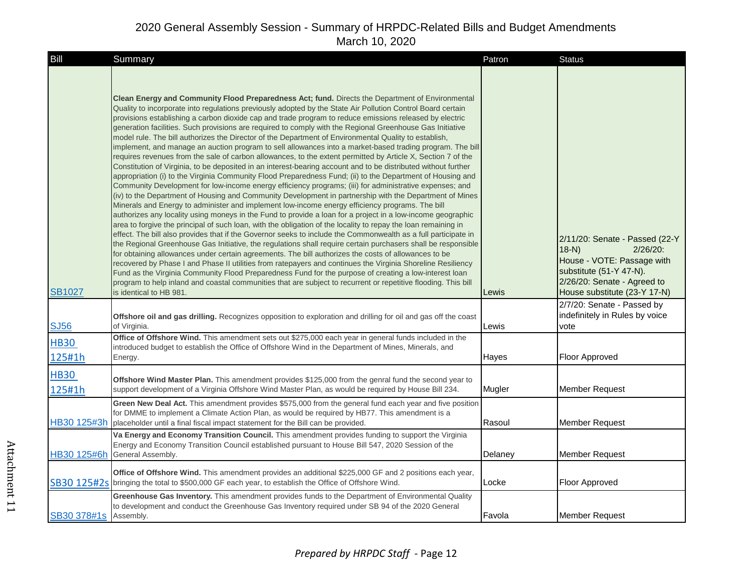# 2020 General Assembly Session - Summary of HRPDC-Related Bills and Budget Amendments

March 10, 2020

| Bill | Summary | Patron | Status |
|---|---|---|---|
| SB1027 | **Clean Energy and Community Flood Preparedness Act; fund.** Directs the Department of Environmental Quality to incorporate into regulations previously adopted by the State Air Pollution Control Board certain provisions establishing a carbon dioxide cap and trade program to reduce emissions released by electric generation facilities. Such provisions are required to comply with the Regional Greenhouse Gas Initiative model rule. The bill authorizes the Director of the Department of Environmental Quality to establish, implement, and manage an auction program to sell allowances into a market-based trading program. The bill requires revenues from the sale of carbon allowances, to the extent permitted by Article X, Section 7 of the Constitution of Virginia, to be deposited in an interest-bearing account and to be distributed without further appropriation (i) to the Virginia Community Flood Preparedness Fund; (ii) to the Department of Housing and Community Development for low-income energy efficiency programs; (iii) for administrative expenses; and (iv) to the Department of Housing and Community Development in partnership with the Department of Mines Minerals and Energy to administer and implement low-income energy efficiency programs. The bill authorizes any locality using moneys in the Fund to provide a loan for a project in a low-income geographic area to forgive the principal of such loan, with the obligation of the locality to repay the loan remaining in effect. The bill also provides that if the Governor seeks to include the Commonwealth as a full participate in the Regional Greenhouse Gas Initiative, the regulations shall require certain purchasers shall be responsible for obtaining allowances under certain agreements. The bill authorizes the costs of allowances to be recovered by Phase I and Phase II utilities from ratepayers and continues the Virginia Shoreline Resiliency Fund as the Virginia Community Flood Preparedness Fund for the purpose of creating a low-interest loan program to help inland and coastal communities that are subject to recurrent or repetitive flooding. This bill is identical to HB 981. | Lewis | 2/11/20: Senate - Passed (22-Y 18-N) 2/26/20: House - VOTE: Passage with substitute (51-Y 47-N). 2/26/20: Senate - Agreed to House substitute (23-Y 17-N) |
| SJ56 | **Offshore oil and gas drilling.** Recognizes opposition to exploration and drilling for oil and gas off the coast of Virginia. | Lewis | 2/7/20: Senate - Passed by indefinitely in Rules by voice vote |
| HB30 125#1h | **Office of Offshore Wind.** This amendment sets out $275,000 each year in general funds included in the introduced budget to establish the Office of Offshore Wind in the Department of Mines, Minerals, and Energy. | Hayes | Floor Approved |
| HB30 125#1h | **Offshore Wind Master Plan.** This amendment provides $125,000 from the genral fund the second year to support development of a Virginia Offshore Wind Master Plan, as would be required by House Bill 234. | Mugler | Member Request |
| HB30 125#3h | **Green New Deal Act.** This amendment provides $575,000 from the general fund each year and five position for DMME to implement a Climate Action Plan, as would be required by HB77. This amendment is a placeholder until a final fiscal impact statement for the Bill can be provided. | Rasoul | Member Request |
| HB30 125#6h | **Va Energy and Economy Transition Council.** This amendment provides funding to support the Virginia Energy and Economy Transition Council established pursuant to House Bill 547, 2020 Session of the General Assembly. | Delaney | Member Request |
| SB30 125#2s | **Office of Offshore Wind.** This amendment provides an additional $225,000 GF and 2 positions each year, bringing the total to $500,000 GF each year, to establish the Office of Offshore Wind. | Locke | Floor Approved |
| SB30 378#1s | **Greenhouse Gas Inventory.** This amendment provides funds to the Department of Environmental Quality to development and conduct the Greenhouse Gas Inventory required under SB 94 of the 2020 General Assembly. | Favola | Member Request |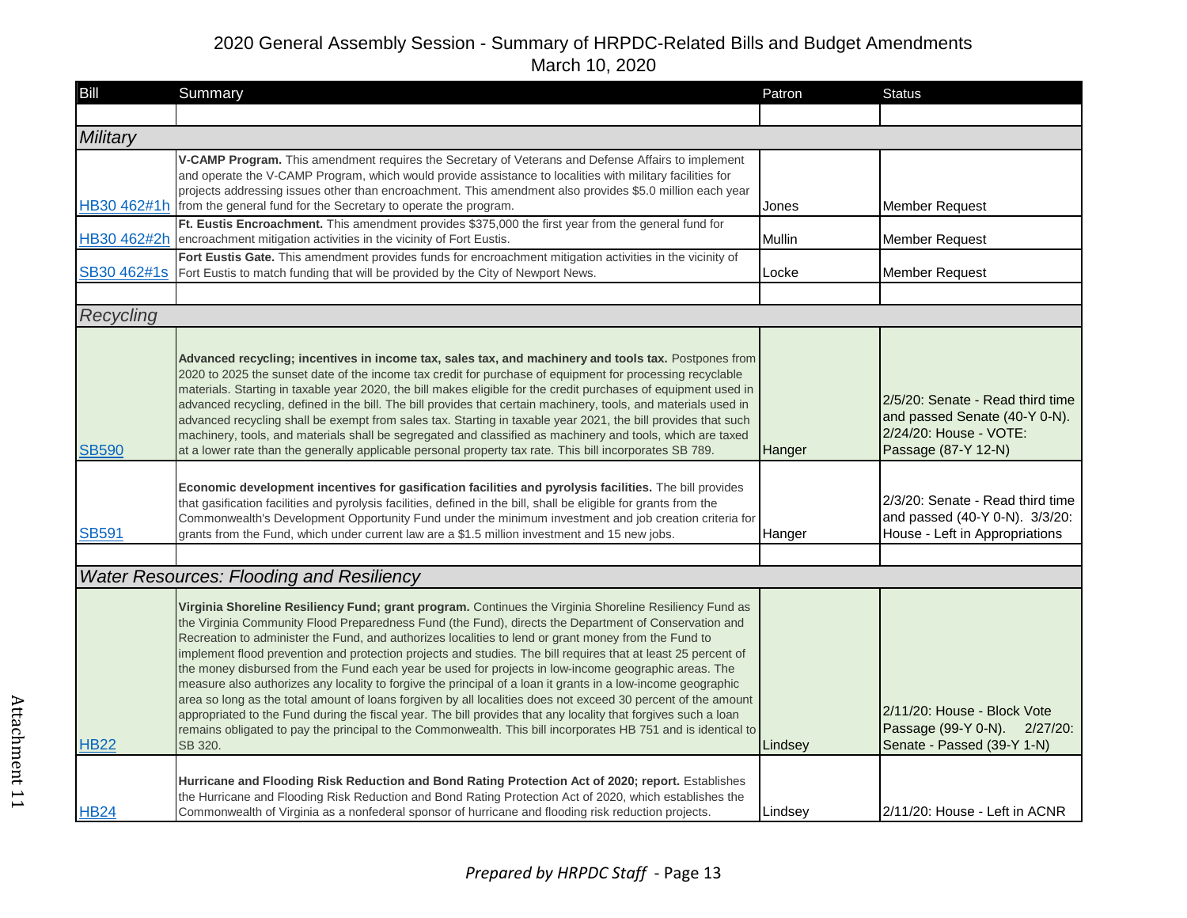## 2020 General Assembly Session - Summary of HRPDC-Related Bills and Budget Amendments
March 10, 2020

| Bill | Summary | Patron | Status |
|---|---|---|---|
| | | | |
| *Military* | | | |
| HB30 462#1h | **V-CAMP Program.** This amendment requires the Secretary of Veterans and Defense Affairs to implement and operate the V-CAMP Program, which would provide assistance to localities with military facilities for projects addressing issues other than encroachment. This amendment also provides $5.0 million each year from the general fund for the Secretary to operate the program. | Jones | Member Request |
| HB30 462#2h | **Ft. Eustis Encroachment.** This amendment provides $375,000 the first year from the general fund for encroachment mitigation activities in the vicinity of Fort Eustis. | Mullin | Member Request |
| SB30 462#1s | **Fort Eustis Gate.** This amendment provides funds for encroachment mitigation activities in the vicinity of Fort Eustis to match funding that will be provided by the City of Newport News. | Locke | Member Request |
| | | | |
| *Recycling* | | | |
| SB590 | **Advanced recycling; incentives in income tax, sales tax, and machinery and tools tax.** Postpones from 2020 to 2025 the sunset date of the income tax credit for purchase of equipment for processing recyclable materials. Starting in taxable year 2020, the bill makes eligible for the credit purchases of equipment used in advanced recycling, defined in the bill. The bill provides that certain machinery, tools, and materials used in advanced recycling shall be exempt from sales tax. Starting in taxable year 2021, the bill provides that such machinery, tools, and materials shall be segregated and classified as machinery and tools, which are taxed at a lower rate than the generally applicable personal property tax rate. This bill incorporates SB 789. | Hanger | 2/5/20: Senate - Read third time and passed Senate (40-Y 0-N). 2/24/20: House - VOTE: Passage (87-Y 12-N) |
| SB591 | **Economic development incentives for gasification facilities and pyrolysis facilities.** The bill provides that gasification facilities and pyrolysis facilities, defined in the bill, shall be eligible for grants from the Commonwealth's Development Opportunity Fund under the minimum investment and job creation criteria for grants from the Fund, which under current law are a $1.5 million investment and 15 new jobs. | Hanger | 2/3/20: Senate - Read third time and passed (40-Y 0-N). 3/3/20: House - Left in Appropriations |
| | | | |
| *Water Resources: Flooding and Resiliency* | | | |
| HB22 | **Virginia Shoreline Resiliency Fund; grant program.** Continues the Virginia Shoreline Resiliency Fund as the Virginia Community Flood Preparedness Fund (the Fund), directs the Department of Conservation and Recreation to administer the Fund, and authorizes localities to lend or grant money from the Fund to implement flood prevention and protection projects and studies. The bill requires that at least 25 percent of the money disbursed from the Fund each year be used for projects in low-income geographic areas. The measure also authorizes any locality to forgive the principal of a loan it grants in a low-income geographic area so long as the total amount of loans forgiven by all localities does not exceed 30 percent of the amount appropriated to the Fund during the fiscal year. The bill provides that any locality that forgives such a loan remains obligated to pay the principal to the Commonwealth. This bill incorporates HB 751 and is identical to SB 320. | Lindsey | 2/11/20: House - Block Vote Passage (99-Y 0-N). 2/27/20: Senate - Passed (39-Y 1-N) |
| HB24 | **Hurricane and Flooding Risk Reduction and Bond Rating Protection Act of 2020; report.** Establishes the Hurricane and Flooding Risk Reduction and Bond Rating Protection Act of 2020, which establishes the Commonwealth of Virginia as a nonfederal sponsor of hurricane and flooding risk reduction projects. | Lindsey | 2/11/20: House - Left in ACNR |

*Prepared by HRPDC Staff* - Page 13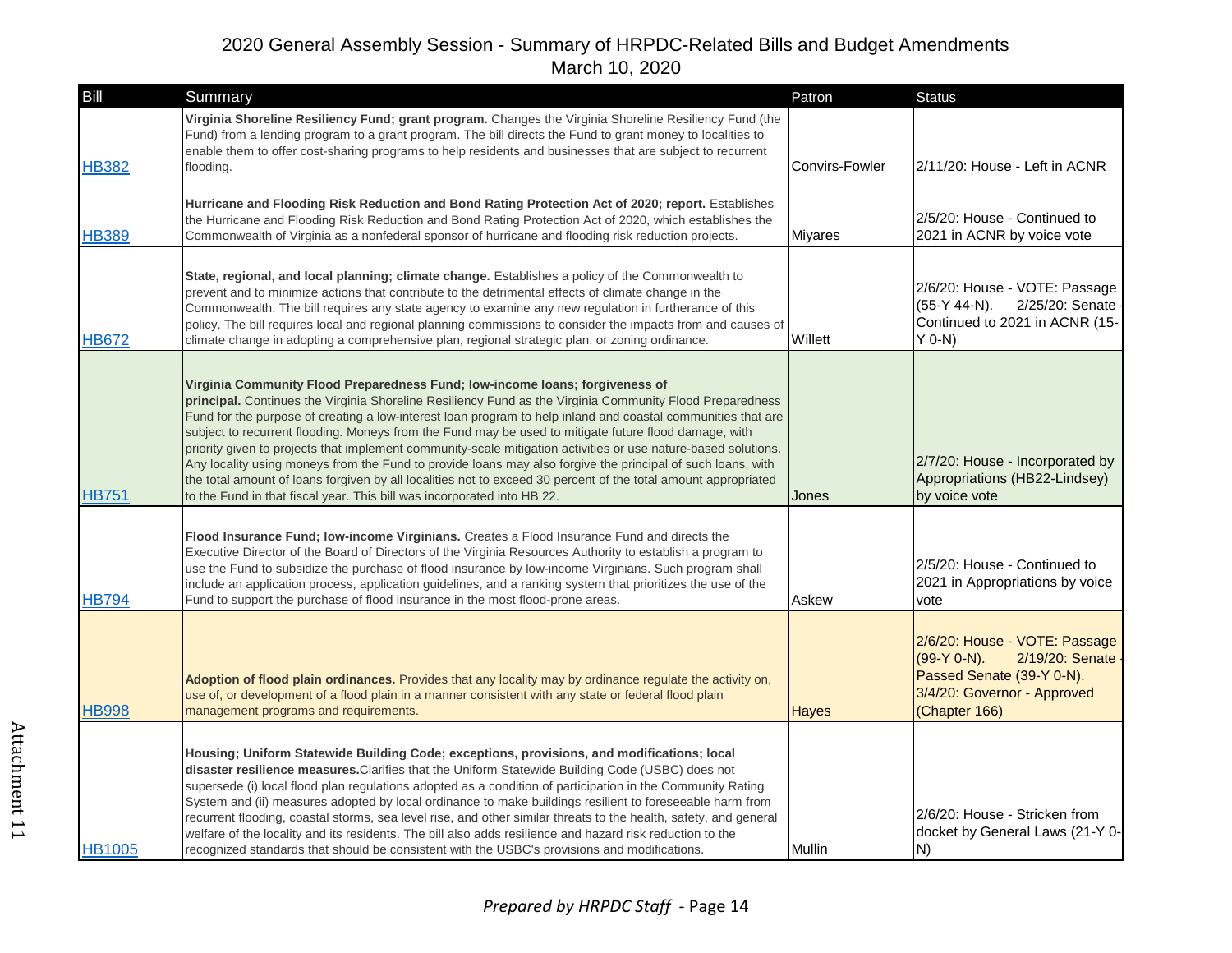# 2020 General Assembly Session - Summary of HRPDC-Related Bills and Budget Amendments

March 10, 2020

| Bill | Summary | Patron | Status |
|---|---|---|---|
| HB382 | **Virginia Shoreline Resiliency Fund; grant program.** Changes the Virginia Shoreline Resiliency Fund (the Fund) from a lending program to a grant program. The bill directs the Fund to grant money to localities to enable them to offer cost-sharing programs to help residents and businesses that are subject to recurrent flooding. | Convirs-Fowler | 2/11/20: House - Left in ACNR |
| HB389 | **Hurricane and Flooding Risk Reduction and Bond Rating Protection Act of 2020; report.** Establishes the Hurricane and Flooding Risk Reduction and Bond Rating Protection Act of 2020, which establishes the Commonwealth of Virginia as a nonfederal sponsor of hurricane and flooding risk reduction projects. | Miyares | 2/5/20: House - Continued to 2021 in ACNR by voice vote |
| HB672 | **State, regional, and local planning; climate change.** Establishes a policy of the Commonwealth to prevent and to minimize actions that contribute to the detrimental effects of climate change in the Commonwealth. The bill requires any state agency to examine any new regulation in furtherance of this policy. The bill requires local and regional planning commissions to consider the impacts from and causes of climate change in adopting a comprehensive plan, regional strategic plan, or zoning ordinance. | Willett | 2/6/20: House - VOTE: Passage (55-Y 44-N). 2/25/20: Senate - Continued to 2021 in ACNR (15-Y 0-N) |
| HB751 | **Virginia Community Flood Preparedness Fund; low-income loans; forgiveness of principal.** Continues the Virginia Shoreline Resiliency Fund as the Virginia Community Flood Preparedness Fund for the purpose of creating a low-interest loan program to help inland and coastal communities that are subject to recurrent flooding. Moneys from the Fund may be used to mitigate future flood damage, with priority given to projects that implement community-scale mitigation activities or use nature-based solutions. Any locality using moneys from the Fund to provide loans may also forgive the principal of such loans, with the total amount of loans forgiven by all localities not to exceed 30 percent of the total amount appropriated to the Fund in that fiscal year. This bill was incorporated into HB 22. | Jones | 2/7/20: House - Incorporated by Appropriations (HB22-Lindsey) by voice vote |
| HB794 | **Flood Insurance Fund; low-income Virginians.** Creates a Flood Insurance Fund and directs the Executive Director of the Board of Directors of the Virginia Resources Authority to establish a program to use the Fund to subsidize the purchase of flood insurance by low-income Virginians. Such program shall include an application process, application guidelines, and a ranking system that prioritizes the use of the Fund to support the purchase of flood insurance in the most flood-prone areas. | Askew | 2/5/20: House - Continued to 2021 in Appropriations by voice vote |
| HB998 | **Adoption of flood plain ordinances.** Provides that any locality may by ordinance regulate the activity on, use of, or development of a flood plain in a manner consistent with any state or federal flood plain management programs and requirements. | Hayes | 2/6/20: House - VOTE: Passage (99-Y 0-N). 2/19/20: Senate - Passed Senate (39-Y 0-N). 3/4/20: Governor - Approved (Chapter 166) |
| HB1005 | **Housing; Uniform Statewide Building Code; exceptions, provisions, and modifications; local disaster resilience measures.** Clarifies that the Uniform Statewide Building Code (USBC) does not supersede (i) local flood plan regulations adopted as a condition of participation in the Community Rating System and (ii) measures adopted by local ordinance to make buildings resilient to foreseeable harm from recurrent flooding, coastal storms, sea level rise, and other similar threats to the health, safety, and general welfare of the locality and its residents. The bill also adds resilience and hazard risk reduction to the recognized standards that should be consistent with the USBC's provisions and modifications. | Mullin | 2/6/20: House - Stricken from docket by General Laws (21-Y 0-N) |

*Prepared by HRPDC Staff* - Page 14

Attachment 11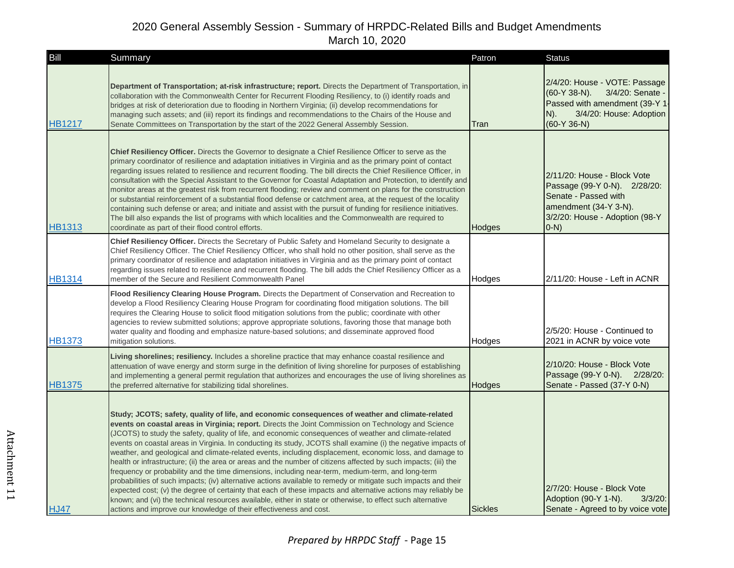# 2020 General Assembly Session - Summary of HRPDC-Related Bills and Budget Amendments
March 10, 2020

| Bill | Summary | Patron | Status |
|---|---|---|---|
| HB1217 | **Department of Transportation; at-risk infrastructure; report.** Directs the Department of Transportation, in collaboration with the Commonwealth Center for Recurrent Flooding Resiliency, to (i) identify roads and bridges at risk of deterioration due to flooding in Northern Virginia; (ii) develop recommendations for managing such assets; and (iii) report its findings and recommendations to the Chairs of the House and Senate Committees on Transportation by the start of the 2022 General Assembly Session. | Tran | 2/4/20: House - VOTE: Passage (60-Y 38-N). 3/4/20: Senate - Passed with amendment (39-Y 1-N). 3/4/20: House: Adoption (60-Y 36-N) |
| HB1313 | **Chief Resiliency Officer.** Directs the Governor to designate a Chief Resilience Officer to serve as the primary coordinator of resilience and adaptation initiatives in Virginia and as the primary point of contact regarding issues related to resilience and recurrent flooding. The bill directs the Chief Resilience Officer, in consultation with the Special Assistant to the Governor for Coastal Adaptation and Protection, to identify and monitor areas at the greatest risk from recurrent flooding; review and comment on plans for the construction or substantial reinforcement of a substantial flood defense or catchment area, at the request of the locality containing such defense or area; and initiate and assist with the pursuit of funding for resilience initiatives. The bill also expands the list of programs with which localities and the Commonwealth are required to coordinate as part of their flood control efforts. | Hodges | 2/11/20: House - Block Vote Passage (99-Y 0-N). 2/28/20: Senate - Passed with amendment (34-Y 3-N). 3/2/20: House - Adoption (98-Y 0-N) |
| HB1314 | **Chief Resiliency Officer.** Directs the Secretary of Public Safety and Homeland Security to designate a Chief Resiliency Officer. The Chief Resiliency Officer, who shall hold no other position, shall serve as the primary coordinator of resilience and adaptation initiatives in Virginia and as the primary point of contact regarding issues related to resilience and recurrent flooding. The bill adds the Chief Resiliency Officer as a member of the Secure and Resilient Commonwealth Panel | Hodges | 2/11/20: House - Left in ACNR |
| HB1373 | **Flood Resiliency Clearing House Program.** Directs the Department of Conservation and Recreation to develop a Flood Resiliency Clearing House Program for coordinating flood mitigation solutions. The bill requires the Clearing House to solicit flood mitigation solutions from the public; coordinate with other agencies to review submitted solutions; approve appropriate solutions, favoring those that manage both water quality and flooding and emphasize nature-based solutions; and disseminate approved flood mitigation solutions. | Hodges | 2/5/20: House - Continued to 2021 in ACNR by voice vote |
| HB1375 | **Living shorelines; resiliency.** Includes a shoreline practice that may enhance coastal resilience and attenuation of wave energy and storm surge in the definition of living shoreline for purposes of establishing and implementing a general permit regulation that authorizes and encourages the use of living shorelines as the preferred alternative for stabilizing tidal shorelines. | Hodges | 2/10/20: House - Block Vote Passage (99-Y 0-N). 2/28/20: Senate - Passed (37-Y 0-N) |
| HJ47 | **Study; JCOTS; safety, quality of life, and economic consequences of weather and climate-related events on coastal areas in Virginia; report.** Directs the Joint Commission on Technology and Science (JCOTS) to study the safety, quality of life, and economic consequences of weather and climate-related events on coastal areas in Virginia. In conducting its study, JCOTS shall examine (i) the negative impacts of weather, and geological and climate-related events, including displacement, economic loss, and damage to health or infrastructure; (ii) the area or areas and the number of citizens affected by such impacts; (iii) the frequency or probability and the time dimensions, including near-term, medium-term, and long-term probabilities of such impacts; (iv) alternative actions available to remedy or mitigate such impacts and their expected cost; (v) the degree of certainty that each of these impacts and alternative actions may reliably be known; and (vi) the technical resources available, either in state or otherwise, to effect such alternative actions and improve our knowledge of their effectiveness and cost. | Sickles | 2/7/20: House - Block Vote Adoption (90-Y 1-N). 3/3/20: Senate - Agreed to by voice vote |

*Prepared by HRPDC Staff* - Page 15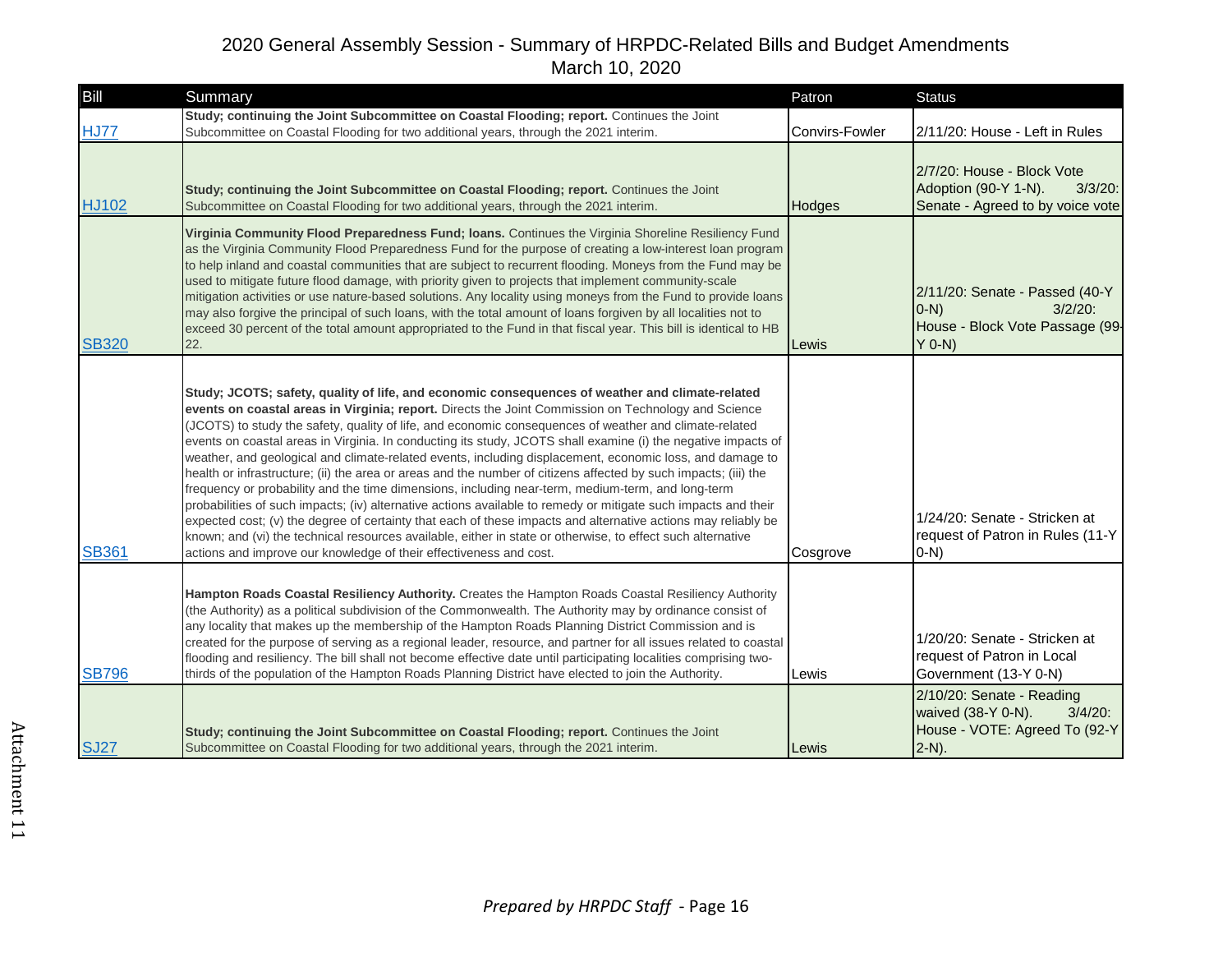# 2020 General Assembly Session - Summary of HRPDC-Related Bills and Budget Amendments

March 10, 2020

| Bill | Summary | Patron | Status |
|---|---|---|---|
| HJ77 | **Study; continuing the Joint Subcommittee on Coastal Flooding; report.** Continues the Joint Subcommittee on Coastal Flooding for two additional years, through the 2021 interim. | Convirs-Fowler | 2/11/20: House - Left in Rules |
| HJ102 | **Study; continuing the Joint Subcommittee on Coastal Flooding; report.** Continues the Joint Subcommittee on Coastal Flooding for two additional years, through the 2021 interim. | Hodges | 2/7/20: House - Block Vote Adoption (90-Y 1-N). 3/3/20: Senate - Agreed to by voice vote |
| SB320 | **Virginia Community Flood Preparedness Fund; loans.** Continues the Virginia Shoreline Resiliency Fund as the Virginia Community Flood Preparedness Fund for the purpose of creating a low-interest loan program to help inland and coastal communities that are subject to recurrent flooding. Moneys from the Fund may be used to mitigate future flood damage, with priority given to projects that implement community-scale mitigation activities or use nature-based solutions. Any locality using moneys from the Fund to provide loans may also forgive the principal of such loans, with the total amount of loans forgiven by all localities not to exceed 30 percent of the total amount appropriated to the Fund in that fiscal year. This bill is identical to HB 22. | Lewis | 2/11/20: Senate - Passed (40-Y 0-N) 3/2/20: House - Block Vote Passage (99-Y 0-N) |
| SB361 | **Study; JCOTS; safety, quality of life, and economic consequences of weather and climate-related events on coastal areas in Virginia; report.** Directs the Joint Commission on Technology and Science (JCOTS) to study the safety, quality of life, and economic consequences of weather and climate-related events on coastal areas in Virginia. In conducting its study, JCOTS shall examine (i) the negative impacts of weather, and geological and climate-related events, including displacement, economic loss, and damage to health or infrastructure; (ii) the area or areas and the number of citizens affected by such impacts; (iii) the frequency or probability and the time dimensions, including near-term, medium-term, and long-term probabilities of such impacts; (iv) alternative actions available to remedy or mitigate such impacts and their expected cost; (v) the degree of certainty that each of these impacts and alternative actions may reliably be known; and (vi) the technical resources available, either in state or otherwise, to effect such alternative actions and improve our knowledge of their effectiveness and cost. | Cosgrove | 1/24/20: Senate - Stricken at request of Patron in Rules (11-Y 0-N) |
| SB796 | **Hampton Roads Coastal Resiliency Authority.** Creates the Hampton Roads Coastal Resiliency Authority (the Authority) as a political subdivision of the Commonwealth. The Authority may by ordinance consist of any locality that makes up the membership of the Hampton Roads Planning District Commission and is created for the purpose of serving as a regional leader, resource, and partner for all issues related to coastal flooding and resiliency. The bill shall not become effective date until participating localities comprising two-thirds of the population of the Hampton Roads Planning District have elected to join the Authority. | Lewis | 1/20/20: Senate - Stricken at request of Patron in Local Government (13-Y 0-N) |
| SJ27 | **Study; continuing the Joint Subcommittee on Coastal Flooding; report.** Continues the Joint Subcommittee on Coastal Flooding for two additional years, through the 2021 interim. | Lewis | 2/10/20: Senate - Reading waived (38-Y 0-N). 3/4/20: House - VOTE: Agreed To (92-Y 2-N). |

*Prepared by HRPDC Staff* - Page 16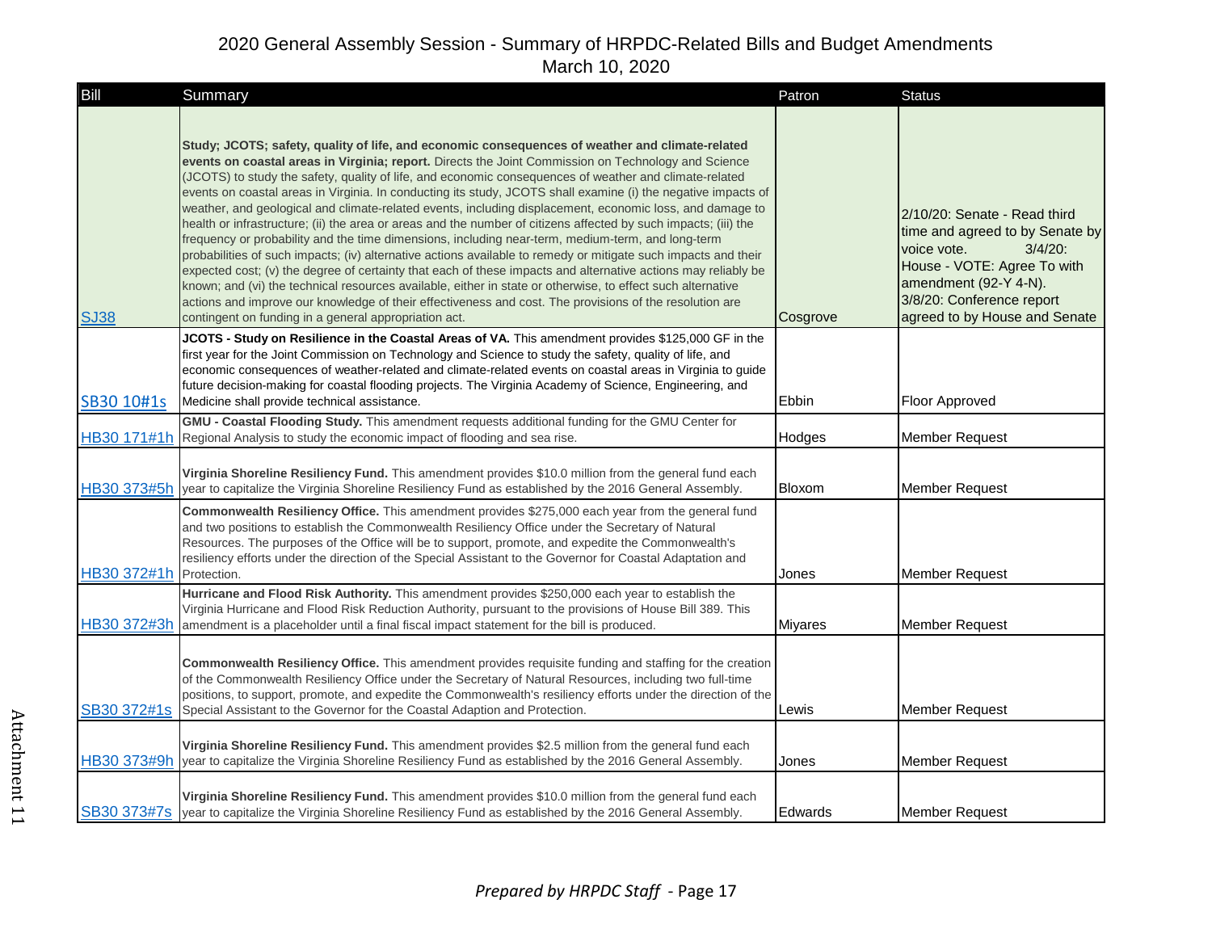# 2020 General Assembly Session - Summary of HRPDC-Related Bills and Budget Amendments

March 10, 2020

| Bill | Summary | Patron | Status |
| --- | --- | --- | --- |
| SJ38 | **Study; JCOTS; safety, quality of life, and economic consequences of weather and climate-related events on coastal areas in Virginia; report.** Directs the Joint Commission on Technology and Science (JCOTS) to study the safety, quality of life, and economic consequences of weather and climate-related events on coastal areas in Virginia. In conducting its study, JCOTS shall examine (i) the negative impacts of weather, and geological and climate-related events, including displacement, economic loss, and damage to health or infrastructure; (ii) the area or areas and the number of citizens affected by such impacts; (iii) the frequency or probability and the time dimensions, including near-term, medium-term, and long-term probabilities of such impacts; (iv) alternative actions available to remedy or mitigate such impacts and their expected cost; (v) the degree of certainty that each of these impacts and alternative actions may reliably be known; and (vi) the technical resources available, either in state or otherwise, to effect such alternative actions and improve our knowledge of their effectiveness and cost. The provisions of the resolution are contingent on funding in a general appropriation act. | Cosgrove | 2/10/20: Senate - Read third time and agreed to by Senate by voice vote. 3/4/20: House - VOTE: Agree To with amendment (92-Y 4-N). 3/8/20: Conference report agreed to by House and Senate |
| SB30 10#1s | **JCOTS - Study on Resilience in the Coastal Areas of VA.** This amendment provides $125,000 GF in the first year for the Joint Commission on Technology and Science to study the safety, quality of life, and economic consequences of weather-related and climate-related events on coastal areas in Virginia to guide future decision-making for coastal flooding projects. The Virginia Academy of Science, Engineering, and Medicine shall provide technical assistance. | Ebbin | Floor Approved |
| HB30 171#1h | **GMU - Coastal Flooding Study.** This amendment requests additional funding for the GMU Center for Regional Analysis to study the economic impact of flooding and sea rise. | Hodges | Member Request |
| HB30 373#5h | **Virginia Shoreline Resiliency Fund.** This amendment provides $10.0 million from the general fund each year to capitalize the Virginia Shoreline Resiliency Fund as established by the 2016 General Assembly. | Bloxom | Member Request |
| HB30 372#1h | **Commonwealth Resiliency Office.** This amendment provides $275,000 each year from the general fund and two positions to establish the Commonwealth Resiliency Office under the Secretary of Natural Resources. The purposes of the Office will be to support, promote, and expedite the Commonwealth's resiliency efforts under the direction of the Special Assistant to the Governor for Coastal Adaptation and Protection. | Jones | Member Request |
| HB30 372#3h | **Hurricane and Flood Risk Authority.** This amendment provides $250,000 each year to establish the Virginia Hurricane and Flood Risk Reduction Authority, pursuant to the provisions of House Bill 389. This amendment is a placeholder until a final fiscal impact statement for the bill is produced. | Miyares | Member Request |
| SB30 372#1s | **Commonwealth Resiliency Office.** This amendment provides requisite funding and staffing for the creation of the Commonwealth Resiliency Office under the Secretary of Natural Resources, including two full-time positions, to support, promote, and expedite the Commonwealth's resiliency efforts under the direction of the Special Assistant to the Governor for the Coastal Adaption and Protection. | Lewis | Member Request |
| HB30 373#9h | **Virginia Shoreline Resiliency Fund.** This amendment provides $2.5 million from the general fund each year to capitalize the Virginia Shoreline Resiliency Fund as established by the 2016 General Assembly. | Jones | Member Request |
| SB30 373#7s | **Virginia Shoreline Resiliency Fund.** This amendment provides $10.0 million from the general fund each year to capitalize the Virginia Shoreline Resiliency Fund as established by the 2016 General Assembly. | Edwards | Member Request |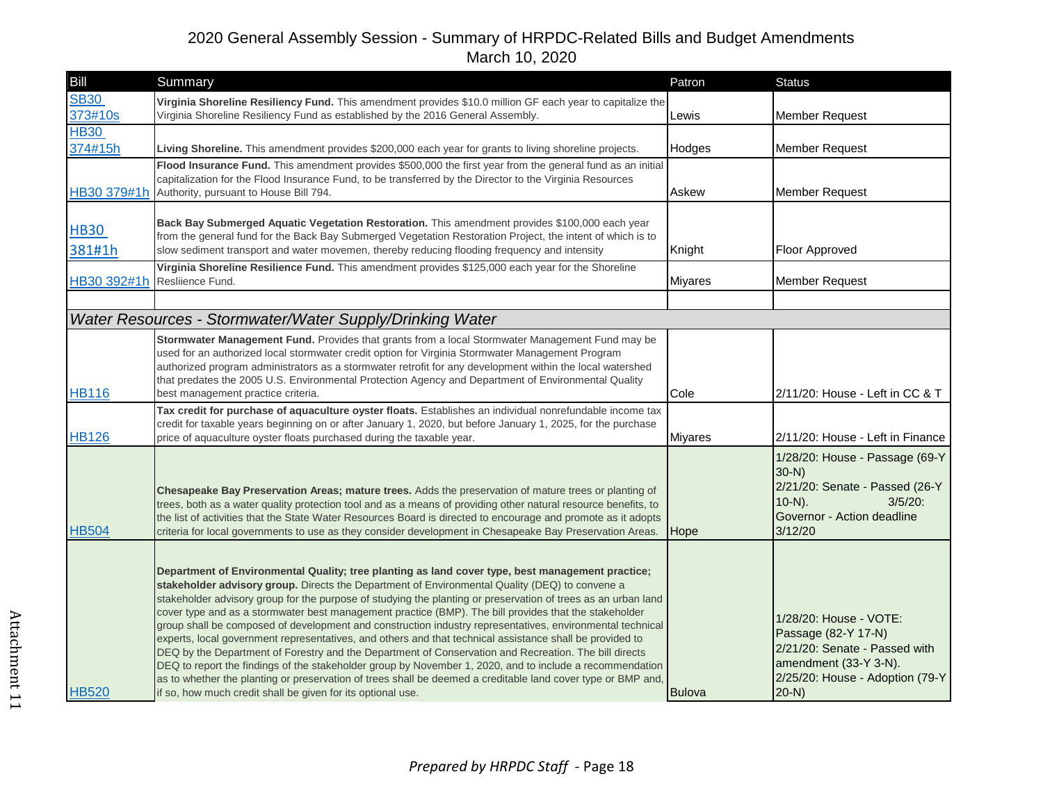# 2020 General Assembly Session - Summary of HRPDC-Related Bills and Budget Amendments
March 10, 2020

| Bill | Summary | Patron | Status |
|---|---|---|---|
| SB30 373#10s | **Virginia Shoreline Resiliency Fund.** This amendment provides $10.0 million GF each year to capitalize the Virginia Shoreline Resiliency Fund as established by the 2016 General Assembly. | Lewis | Member Request |
| HB30 374#15h | **Living Shoreline.** This amendment provides $200,000 each year for grants to living shoreline projects. | Hodges | Member Request |
| HB30 379#1h | **Flood Insurance Fund.** This amendment provides $500,000 the first year from the general fund as an initial capitalization for the Flood Insurance Fund, to be transferred by the Director to the Virginia Resources Authority, pursuant to House Bill 794. | Askew | Member Request |
| HB30 381#1h | **Back Bay Submerged Aquatic Vegetation Restoration.** This amendment provides $100,000 each year from the general fund for the Back Bay Submerged Vegetation Restoration Project, the intent of which is to slow sediment transport and water movemen, thereby reducing flooding frequency and intensity | Knight | Floor Approved |
| HB30 392#1h | **Virginia Shoreline Resilience Fund.** This amendment provides $125,000 each year for the Shoreline Resliience Fund. | Miyares | Member Request |
| | | | |
| *Water Resources - Stormwater/Water Supply/Drinking Water* | | | |
| HB116 | **Stormwater Management Fund.** Provides that grants from a local Stormwater Management Fund may be used for an authorized local stormwater credit option for Virginia Stormwater Management Program authorized program administrators as a stormwater retrofit for any development within the local watershed that predates the 2005 U.S. Environmental Protection Agency and Department of Environmental Quality best management practice criteria. | Cole | 2/11/20: House - Left in CC & T |
| HB126 | **Tax credit for purchase of aquaculture oyster floats.** Establishes an individual nonrefundable income tax credit for taxable years beginning on or after January 1, 2020, but before January 1, 2025, for the purchase price of aquaculture oyster floats purchased during the taxable year. | Miyares | 2/11/20: House - Left in Finance |
| HB504 | **Chesapeake Bay Preservation Areas; mature trees.** Adds the preservation of mature trees or planting of trees, both as a water quality protection tool and as a means of providing other natural resource benefits, to the list of activities that the State Water Resources Board is directed to encourage and promote as it adopts criteria for local governments to use as they consider development in Chesapeake Bay Preservation Areas. | Hope | 1/28/20: House - Passage (69-Y 30-N) 2/21/20: Senate - Passed (26-Y 10-N). 3/5/20: Governor - Action deadline 3/12/20 |
| HB520 | **Department of Environmental Quality; tree planting as land cover type, best management practice; stakeholder advisory group.** Directs the Department of Environmental Quality (DEQ) to convene a stakeholder advisory group for the purpose of studying the planting or preservation of trees as an urban land cover type and as a stormwater best management practice (BMP). The bill provides that the stakeholder group shall be composed of development and construction industry representatives, environmental technical experts, local government representatives, and others and that technical assistance shall be provided to DEQ by the Department of Forestry and the Department of Conservation and Recreation. The bill directs DEQ to report the findings of the stakeholder group by November 1, 2020, and to include a recommendation as to whether the planting or preservation of trees shall be deemed a creditable land cover type or BMP and, if so, how much credit shall be given for its optional use. | Bulova | 1/28/20: House - VOTE: Passage (82-Y 17-N) 2/21/20: Senate - Passed with amendment (33-Y 3-N). 2/25/20: House - Adoption (79-Y 20-N) |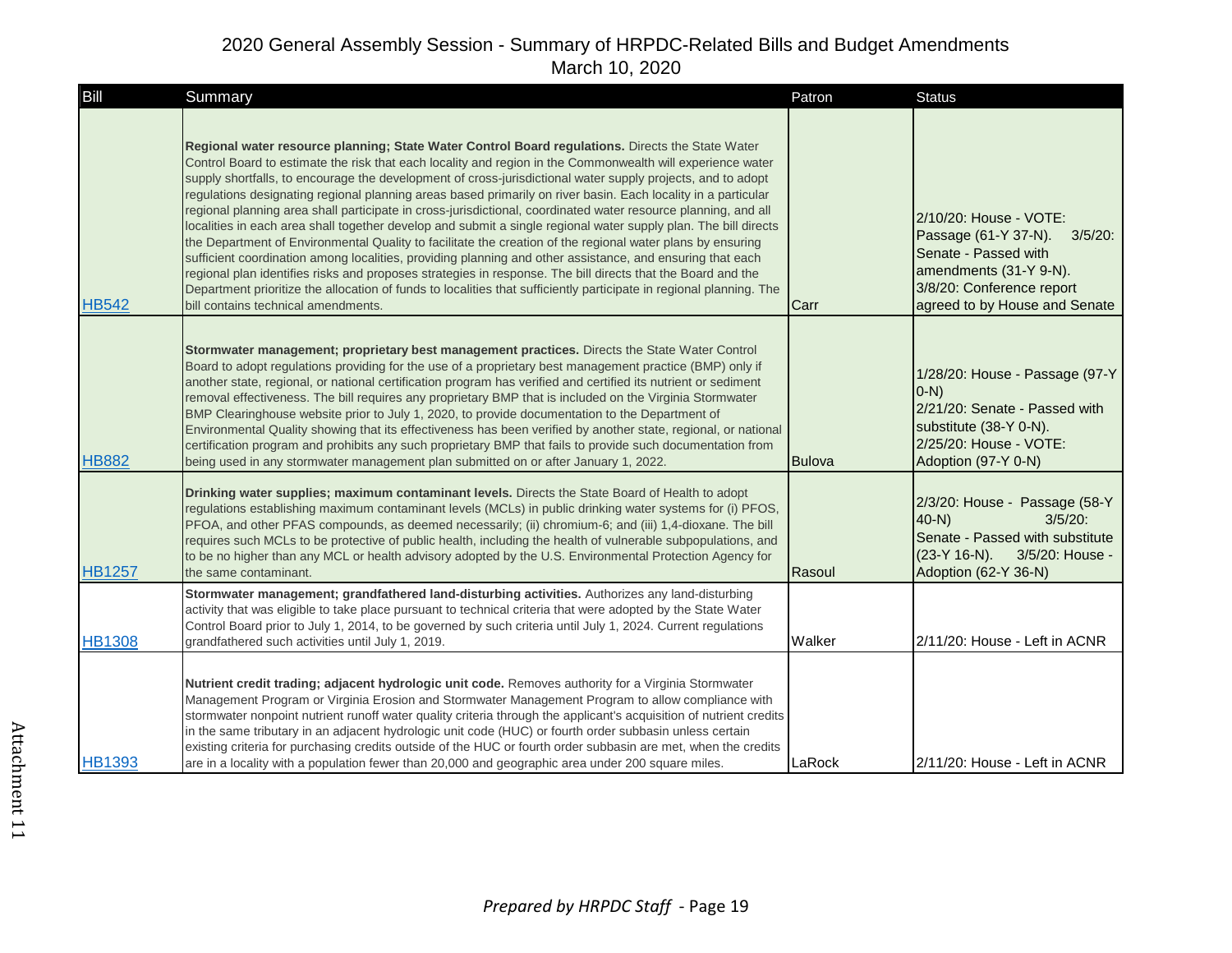# 2020 General Assembly Session - Summary of HRPDC-Related Bills and Budget Amendments

March 10, 2020

| Bill | Summary | Patron | Status |
|---|---|---|---|
| HB542 | **Regional water resource planning; State Water Control Board regulations.** Directs the State Water Control Board to estimate the risk that each locality and region in the Commonwealth will experience water supply shortfalls, to encourage the development of cross-jurisdictional water supply projects, and to adopt regulations designating regional planning areas based primarily on river basin. Each locality in a particular regional planning area shall participate in cross-jurisdictional, coordinated water resource planning, and all localities in each area shall together develop and submit a single regional water supply plan. The bill directs the Department of Environmental Quality to facilitate the creation of the regional water plans by ensuring sufficient coordination among localities, providing planning and other assistance, and ensuring that each regional plan identifies risks and proposes strategies in response. The bill directs that the Board and the Department prioritize the allocation of funds to localities that sufficiently participate in regional planning. The bill contains technical amendments. | Carr | 2/10/20: House - VOTE: Passage (61-Y 37-N). 3/5/20: Senate - Passed with amendments (31-Y 9-N). 3/8/20: Conference report agreed to by House and Senate |
| HB882 | **Stormwater management; proprietary best management practices.** Directs the State Water Control Board to adopt regulations providing for the use of a proprietary best management practice (BMP) only if another state, regional, or national certification program has verified and certified its nutrient or sediment removal effectiveness. The bill requires any proprietary BMP that is included on the Virginia Stormwater BMP Clearinghouse website prior to July 1, 2020, to provide documentation to the Department of Environmental Quality showing that its effectiveness has been verified by another state, regional, or national certification program and prohibits any such proprietary BMP that fails to provide such documentation from being used in any stormwater management plan submitted on or after January 1, 2022. | Bulova | 1/28/20: House - Passage (97-Y 0-N) 2/21/20: Senate - Passed with substitute (38-Y 0-N). 2/25/20: House - VOTE: Adoption (97-Y 0-N) |
| HB1257 | **Drinking water supplies; maximum contaminant levels.** Directs the State Board of Health to adopt regulations establishing maximum contaminant levels (MCLs) in public drinking water systems for (i) PFOS, PFOA, and other PFAS compounds, as deemed necessary; (ii) chromium-6; and (iii) 1,4-dioxane. The bill requires such MCLs to be protective of public health, including the health of vulnerable subpopulations, and to be no higher than any MCL or health advisory adopted by the U.S. Environmental Protection Agency for the same contaminant. | Rasoul | 2/3/20: House - Passage (58-Y 40-N) 3/5/20: Senate - Passed with substitute (23-Y 16-N). 3/5/20: House - Adoption (62-Y 36-N) |
| HB1308 | **Stormwater management; grandfathered land-disturbing activities.** Authorizes any land-disturbing activity that was eligible to take place pursuant to technical criteria that were adopted by the State Water Control Board prior to July 1, 2014, to be governed by such criteria until July 1, 2024. Current regulations grandfathered such activities until July 1, 2019. | Walker | 2/11/20: House - Left in ACNR |
| HB1393 | **Nutrient credit trading; adjacent hydrologic unit code.** Removes authority for a Virginia Stormwater Management Program or Virginia Erosion and Stormwater Management Program to allow compliance with stormwater nonpoint nutrient runoff water quality criteria through the applicant's acquisition of nutrient credits in the same tributary in an adjacent hydrologic unit code (HUC) or fourth order subbasin unless certain existing criteria for purchasing credits outside of the HUC or fourth order subbasin are met, when the credits are in a locality with a population fewer than 20,000 and geographic area under 200 square miles. | LaRock | 2/11/20: House - Left in ACNR |

Attachment 11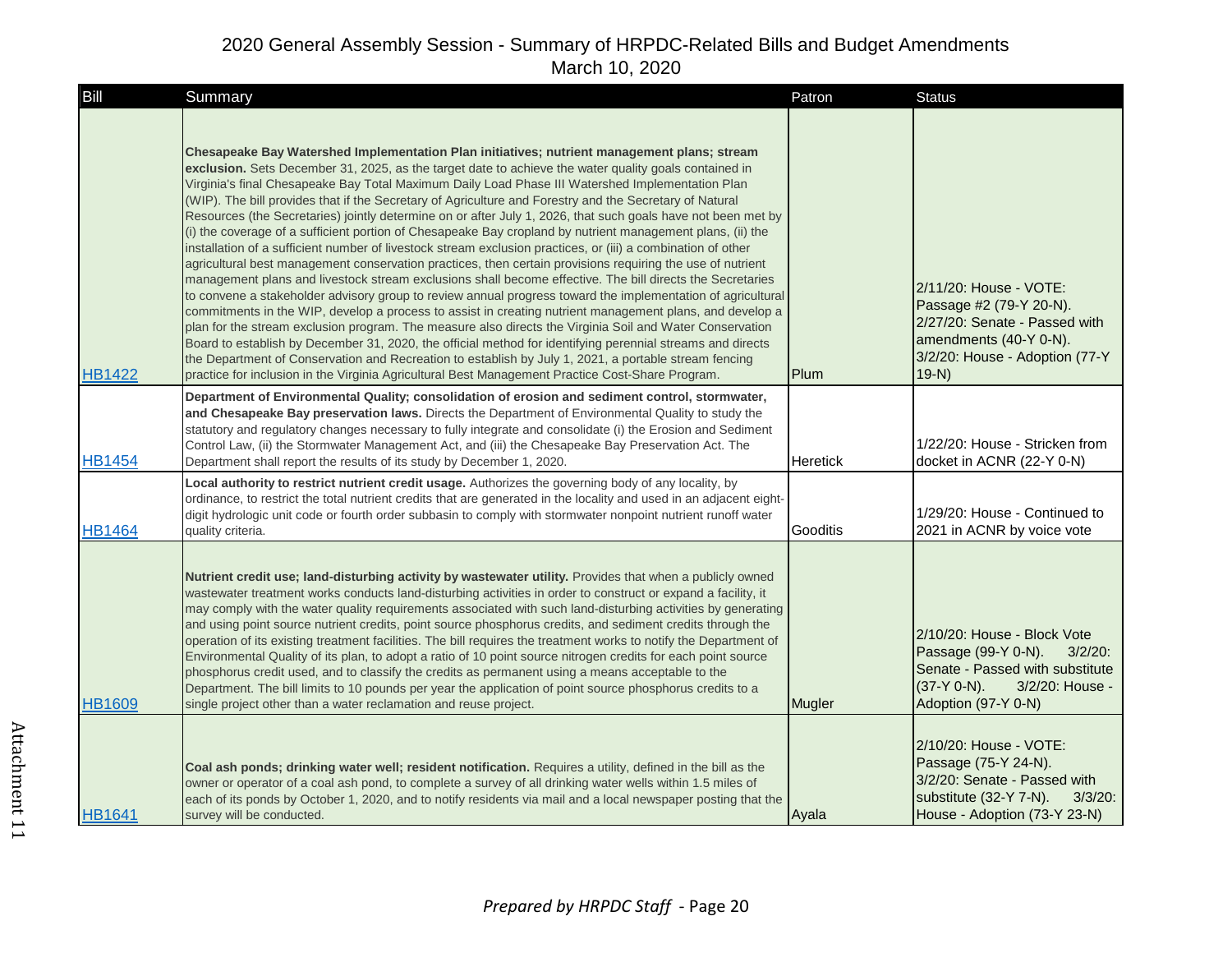# 2020 General Assembly Session - Summary of HRPDC-Related Bills and Budget Amendments

March 10, 2020

| Bill | Summary | Patron | Status |
|---|---|---|---|
| HB1422 | **Chesapeake Bay Watershed Implementation Plan initiatives; nutrient management plans; stream exclusion.** Sets December 31, 2025, as the target date to achieve the water quality goals contained in Virginia's final Chesapeake Bay Total Maximum Daily Load Phase III Watershed Implementation Plan (WIP). The bill provides that if the Secretary of Agriculture and Forestry and the Secretary of Natural Resources (the Secretaries) jointly determine on or after July 1, 2026, that such goals have not been met by (i) the coverage of a sufficient portion of Chesapeake Bay cropland by nutrient management plans, (ii) the installation of a sufficient number of livestock stream exclusion practices, or (iii) a combination of other agricultural best management conservation practices, then certain provisions requiring the use of nutrient management plans and livestock stream exclusions shall become effective. The bill directs the Secretaries to convene a stakeholder advisory group to review annual progress toward the implementation of agricultural commitments in the WIP, develop a process to assist in creating nutrient management plans, and develop a plan for the stream exclusion program. The measure also directs the Virginia Soil and Water Conservation Board to establish by December 31, 2020, the official method for identifying perennial streams and directs the Department of Conservation and Recreation to establish by July 1, 2021, a portable stream fencing practice for inclusion in the Virginia Agricultural Best Management Practice Cost-Share Program. | Plum | 2/11/20: House - VOTE: Passage #2 (79-Y 20-N). 2/27/20: Senate - Passed with amendments (40-Y 0-N). 3/2/20: House - Adoption (77-Y 19-N) |
| HB1454 | **Department of Environmental Quality; consolidation of erosion and sediment control, stormwater, and Chesapeake Bay preservation laws.** Directs the Department of Environmental Quality to study the statutory and regulatory changes necessary to fully integrate and consolidate (i) the Erosion and Sediment Control Law, (ii) the Stormwater Management Act, and (iii) the Chesapeake Bay Preservation Act. The Department shall report the results of its study by December 1, 2020. | Heretick | 1/22/20: House - Stricken from docket in ACNR (22-Y 0-N) |
| HB1464 | **Local authority to restrict nutrient credit usage.** Authorizes the governing body of any locality, by ordinance, to restrict the total nutrient credits that are generated in the locality and used in an adjacent eight-digit hydrologic unit code or fourth order subbasin to comply with stormwater nonpoint nutrient runoff water quality criteria. | Gooditis | 1/29/20: House - Continued to 2021 in ACNR by voice vote |
| HB1609 | **Nutrient credit use; land-disturbing activity by wastewater utility.** Provides that when a publicly owned wastewater treatment works conducts land-disturbing activities in order to construct or expand a facility, it may comply with the water quality requirements associated with such land-disturbing activities by generating and using point source nutrient credits, point source phosphorus credits, and sediment credits through the operation of its existing treatment facilities. The bill requires the treatment works to notify the Department of Environmental Quality of its plan, to adopt a ratio of 10 point source nitrogen credits for each point source phosphorus credit used, and to classify the credits as permanent using a means acceptable to the Department. The bill limits to 10 pounds per year the application of point source phosphorus credits to a single project other than a water reclamation and reuse project. | Mugler | 2/10/20: House - Block Vote Passage (99-Y 0-N). 3/2/20: Senate - Passed with substitute (37-Y 0-N). 3/2/20: House - Adoption (97-Y 0-N) |
| HB1641 | **Coal ash ponds; drinking water well; resident notification.** Requires a utility, defined in the bill as the owner or operator of a coal ash pond, to complete a survey of all drinking water wells within 1.5 miles of each of its ponds by October 1, 2020, and to notify residents via mail and a local newspaper posting that the survey will be conducted. | Ayala | 2/10/20: House - VOTE: Passage (75-Y 24-N). 3/2/20: Senate - Passed with substitute (32-Y 7-N). 3/3/20: House - Adoption (73-Y 23-N) |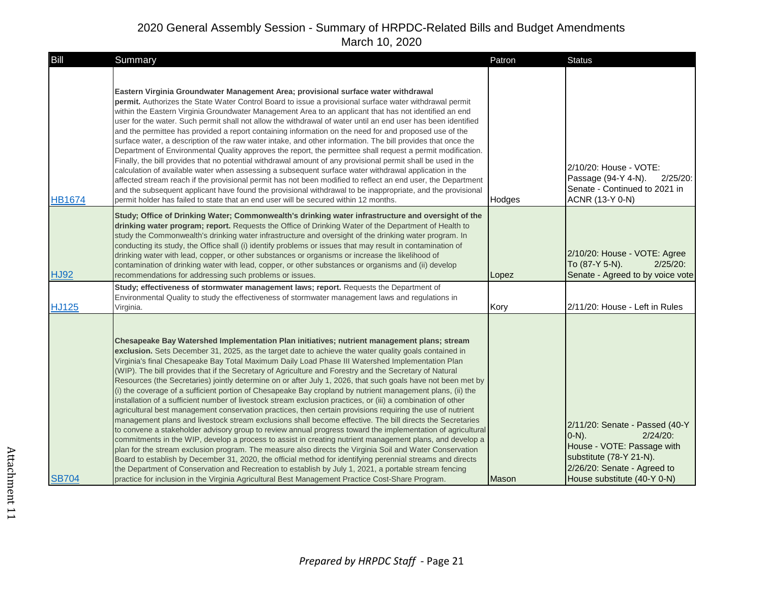# 2020 General Assembly Session - Summary of HRPDC-Related Bills and Budget Amendments

March 10, 2020

| Bill | Summary | Patron | Status |
|---|---|---|---|
| HB1674 | **Eastern Virginia Groundwater Management Area; provisional surface water withdrawal permit.** Authorizes the State Water Control Board to issue a provisional surface water withdrawal permit within the Eastern Virginia Groundwater Management Area to an applicant that has not identified an end user for the water. Such permit shall not allow the withdrawal of water until an end user has been identified and the permittee has provided a report containing information on the need for and proposed use of the surface water, a description of the raw water intake, and other information. The bill provides that once the Department of Environmental Quality approves the report, the permittee shall request a permit modification. Finally, the bill provides that no potential withdrawal amount of any provisional permit shall be used in the calculation of available water when assessing a subsequent surface water withdrawal application in the affected stream reach if the provisional permit has not been modified to reflect an end user, the Department and the subsequent applicant have found the provisional withdrawal to be inappropriate, and the provisional permit holder has failed to state that an end user will be secured within 12 months. | Hodges | 2/10/20: House - VOTE: Passage (94-Y 4-N). 2/25/20: Senate - Continued to 2021 in ACNR (13-Y 0-N) |
| HJ92 | **Study; Office of Drinking Water; Commonwealth's drinking water infrastructure and oversight of the drinking water program; report.** Requests the Office of Drinking Water of the Department of Health to study the Commonwealth's drinking water infrastructure and oversight of the drinking water program. In conducting its study, the Office shall (i) identify problems or issues that may result in contamination of drinking water with lead, copper, or other substances or organisms or increase the likelihood of contamination of drinking water with lead, copper, or other substances or organisms and (ii) develop recommendations for addressing such problems or issues. | Lopez | 2/10/20: House - VOTE: Agree To (87-Y 5-N). 2/25/20: Senate - Agreed to by voice vote |
| HJ125 | **Study; effectiveness of stormwater management laws; report.** Requests the Department of Environmental Quality to study the effectiveness of stormwater management laws and regulations in Virginia. | Kory | 2/11/20: House - Left in Rules |
| SB704 | **Chesapeake Bay Watershed Implementation Plan initiatives; nutrient management plans; stream exclusion.** Sets December 31, 2025, as the target date to achieve the water quality goals contained in Virginia's final Chesapeake Bay Total Maximum Daily Load Phase III Watershed Implementation Plan (WIP). The bill provides that if the Secretary of Agriculture and Forestry and the Secretary of Natural Resources (the Secretaries) jointly determine on or after July 1, 2026, that such goals have not been met by (i) the coverage of a sufficient portion of Chesapeake Bay cropland by nutrient management plans, (ii) the installation of a sufficient number of livestock stream exclusion practices, or (iii) a combination of other agricultural best management conservation practices, then certain provisions requiring the use of nutrient management plans and livestock stream exclusions shall become effective. The bill directs the Secretaries to convene a stakeholder advisory group to review annual progress toward the implementation of agricultural commitments in the WIP, develop a process to assist in creating nutrient management plans, and develop a plan for the stream exclusion program. The measure also directs the Virginia Soil and Water Conservation Board to establish by December 31, 2020, the official method for identifying perennial streams and directs the Department of Conservation and Recreation to establish by July 1, 2021, a portable stream fencing practice for inclusion in the Virginia Agricultural Best Management Practice Cost-Share Program. | Mason | 2/11/20: Senate - Passed (40-Y 0-N). 2/24/20: House - VOTE: Passage with substitute (78-Y 21-N). 2/26/20: Senate - Agreed to House substitute (40-Y 0-N) |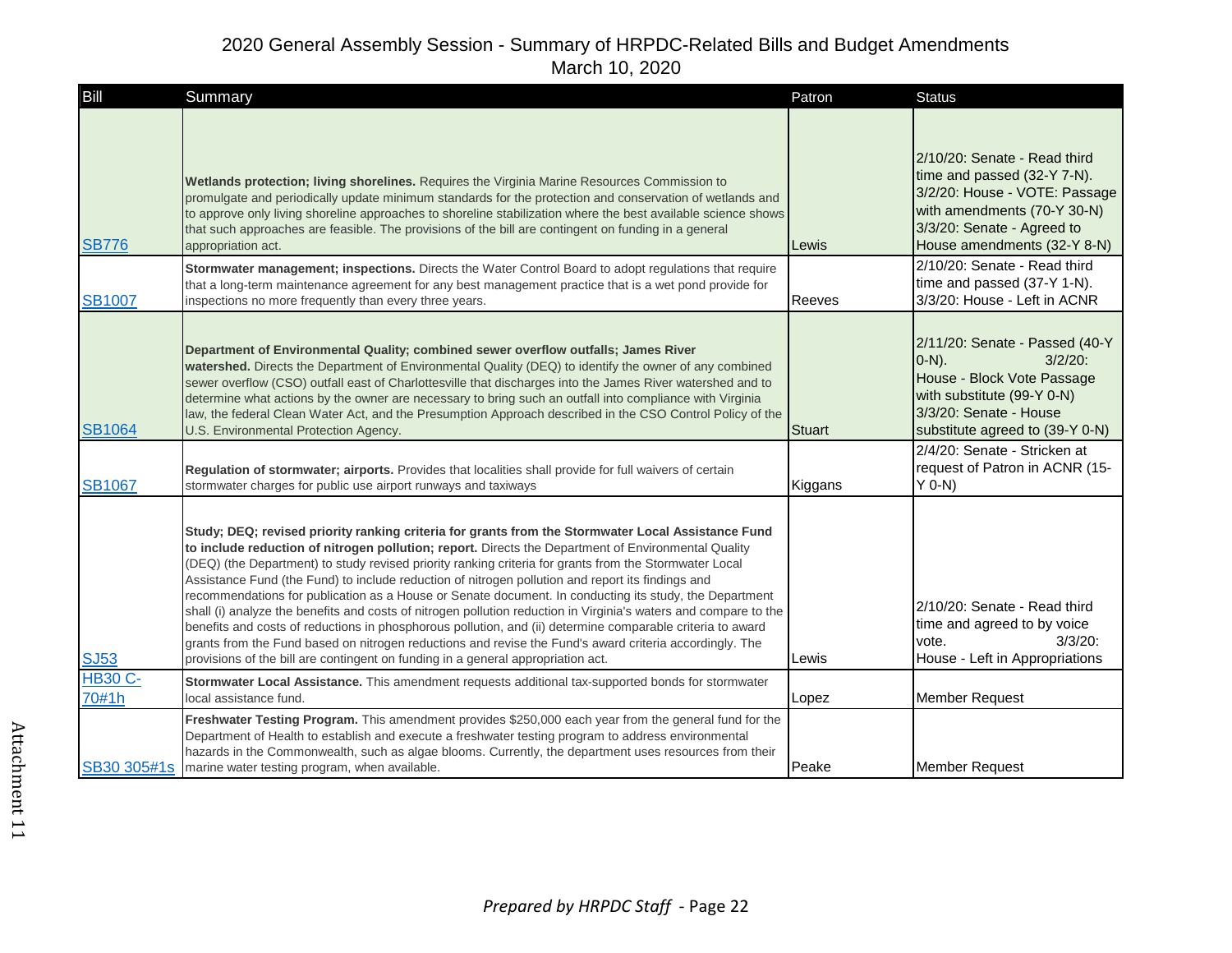# 2020 General Assembly Session - Summary of HRPDC-Related Bills and Budget Amendments
March 10, 2020

| Bill | Summary | Patron | Status |
|---|---|---|---|
| SB776 | **Wetlands protection; living shorelines.** Requires the Virginia Marine Resources Commission to promulgate and periodically update minimum standards for the protection and conservation of wetlands and to approve only living shoreline approaches to shoreline stabilization where the best available science shows that such approaches are feasible. The provisions of the bill are contingent on funding in a general appropriation act. | Lewis | 2/10/20: Senate - Read third time and passed (32-Y 7-N). 3/2/20: House - VOTE: Passage with amendments (70-Y 30-N) 3/3/20: Senate - Agreed to House amendments (32-Y 8-N) |
| SB1007 | **Stormwater management; inspections.** Directs the Water Control Board to adopt regulations that require that a long-term maintenance agreement for any best management practice that is a wet pond provide for inspections no more frequently than every three years. | Reeves | 2/10/20: Senate - Read third time and passed (37-Y 1-N). 3/3/20: House - Left in ACNR |
| SB1064 | **Department of Environmental Quality; combined sewer overflow outfalls; James River watershed.** Directs the Department of Environmental Quality (DEQ) to identify the owner of any combined sewer overflow (CSO) outfall east of Charlottesville that discharges into the James River watershed and to determine what actions by the owner are necessary to bring such an outfall into compliance with Virginia law, the federal Clean Water Act, and the Presumption Approach described in the CSO Control Policy of the U.S. Environmental Protection Agency. | Stuart | 2/11/20: Senate - Passed (40-Y 0-N). 3/2/20: House - Block Vote Passage with substitute (99-Y 0-N) 3/3/20: Senate - House substitute agreed to (39-Y 0-N) |
| SB1067 | **Regulation of stormwater; airports.** Provides that localities shall provide for full waivers of certain stormwater charges for public use airport runways and taxiways | Kiggans | 2/4/20: Senate - Stricken at request of Patron in ACNR (15-Y 0-N) |
| SJ53 | **Study; DEQ; revised priority ranking criteria for grants from the Stormwater Local Assistance Fund to include reduction of nitrogen pollution; report.** Directs the Department of Environmental Quality (DEQ) (the Department) to study revised priority ranking criteria for grants from the Stormwater Local Assistance Fund (the Fund) to include reduction of nitrogen pollution and report its findings and recommendations for publication as a House or Senate document. In conducting its study, the Department shall (i) analyze the benefits and costs of nitrogen pollution reduction in Virginia's waters and compare to the benefits and costs of reductions in phosphorous pollution, and (ii) determine comparable criteria to award grants from the Fund based on nitrogen reductions and revise the Fund's award criteria accordingly. The provisions of the bill are contingent on funding in a general appropriation act. | Lewis | 2/10/20: Senate - Read third time and agreed to by voice vote. 3/3/20: House - Left in Appropriations |
| HB30 C-70#1h | **Stormwater Local Assistance.** This amendment requests additional tax-supported bonds for stormwater local assistance fund. | Lopez | Member Request |
| SB30 305#1s | **Freshwater Testing Program.** This amendment provides $250,000 each year from the general fund for the Department of Health to establish and execute a freshwater testing program to address environmental hazards in the Commonwealth, such as algae blooms. Currently, the department uses resources from their marine water testing program, when available. | Peake | Member Request |

*Prepared by HRPDC Staff* - Page 22

Attachment 11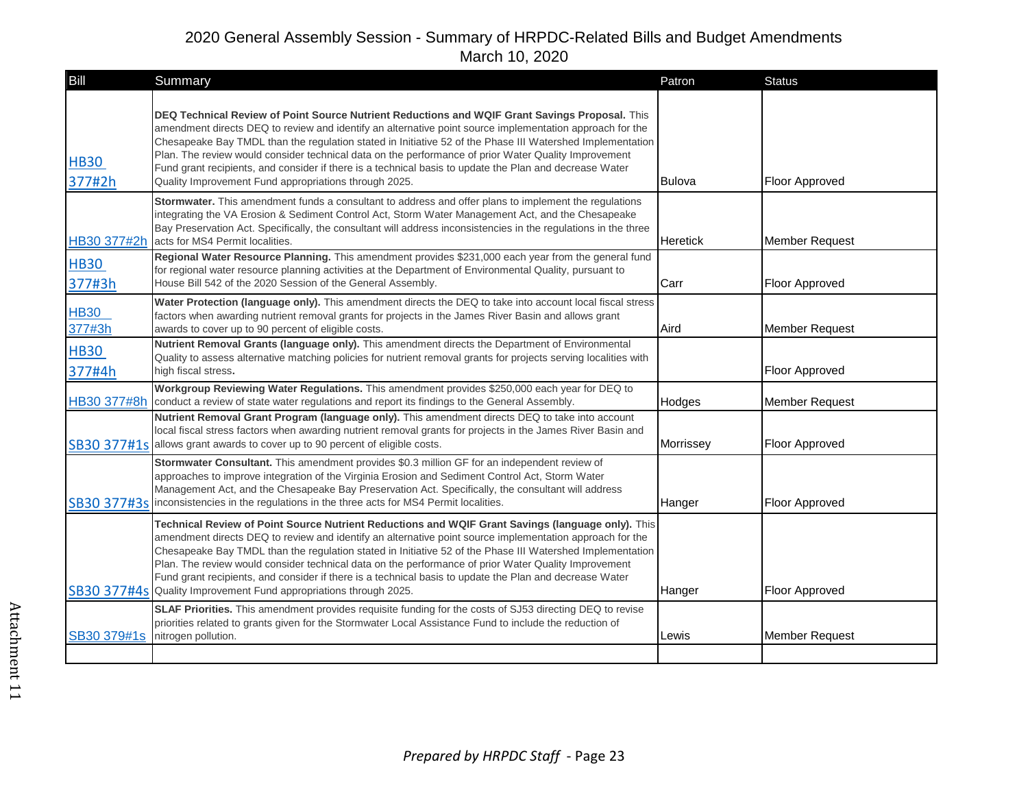# 2020 General Assembly Session - Summary of HRPDC-Related Bills and Budget Amendments

March 10, 2020

| Bill | Summary | Patron | Status |
|---|---|---|---|
| HB30 377#2h | **DEQ Technical Review of Point Source Nutrient Reductions and WQIF Grant Savings Proposal.** This amendment directs DEQ to review and identify an alternative point source implementation approach for the Chesapeake Bay TMDL than the regulation stated in Initiative 52 of the Phase III Watershed Implementation Plan. The review would consider technical data on the performance of prior Water Quality Improvement Fund grant recipients, and consider if there is a technical basis to update the Plan and decrease Water Quality Improvement Fund appropriations through 2025. | Bulova | Floor Approved |
| HB30 377#2h | **Stormwater.** This amendment funds a consultant to address and offer plans to implement the regulations integrating the VA Erosion & Sediment Control Act, Storm Water Management Act, and the Chesapeake Bay Preservation Act. Specifically, the consultant will address inconsistencies in the regulations in the three acts for MS4 Permit localities. | Heretick | Member Request |
| HB30 377#3h | **Regional Water Resource Planning.** This amendment provides $231,000 each year from the general fund for regional water resource planning activities at the Department of Environmental Quality, pursuant to House Bill 542 of the 2020 Session of the General Assembly. | Carr | Floor Approved |
| HB30 377#3h | **Water Protection (language only).** This amendment directs the DEQ to take into account local fiscal stress factors when awarding nutrient removal grants for projects in the James River Basin and allows grant awards to cover up to 90 percent of eligible costs. | Aird | Member Request |
| HB30 377#4h | **Nutrient Removal Grants (language only).** This amendment directs the Department of Environmental Quality to assess alternative matching policies for nutrient removal grants for projects serving localities with high fiscal stress**.** | | Floor Approved |
| HB30 377#8h | **Workgroup Reviewing Water Regulations.** This amendment provides $250,000 each year for DEQ to conduct a review of state water regulations and report its findings to the General Assembly. | Hodges | Member Request |
| SB30 377#1s | **Nutrient Removal Grant Program (language only).** This amendment directs DEQ to take into account local fiscal stress factors when awarding nutrient removal grants for projects in the James River Basin and allows grant awards to cover up to 90 percent of eligible costs. | Morrissey | Floor Approved |
| SB30 377#3s | **Stormwater Consultant.** This amendment provides $0.3 million GF for an independent review of approaches to improve integration of the Virginia Erosion and Sediment Control Act, Storm Water Management Act, and the Chesapeake Bay Preservation Act. Specifically, the consultant will address inconsistencies in the regulations in the three acts for MS4 Permit localities. | Hanger | Floor Approved |
| SB30 377#4s | **Technical Review of Point Source Nutrient Reductions and WQIF Grant Savings (language only).** This amendment directs DEQ to review and identify an alternative point source implementation approach for the Chesapeake Bay TMDL than the regulation stated in Initiative 52 of the Phase III Watershed Implementation Plan. The review would consider technical data on the performance of prior Water Quality Improvement Fund grant recipients, and consider if there is a technical basis to update the Plan and decrease Water Quality Improvement Fund appropriations through 2025. | Hanger | Floor Approved |
| SB30 379#1s | **SLAF Priorities.** This amendment provides requisite funding for the costs of SJ53 directing DEQ to revise priorities related to grants given for the Stormwater Local Assistance Fund to include the reduction of nitrogen pollution. | Lewis | Member Request |
| | | | |

Attachment 11

*Prepared by HRPDC Staff*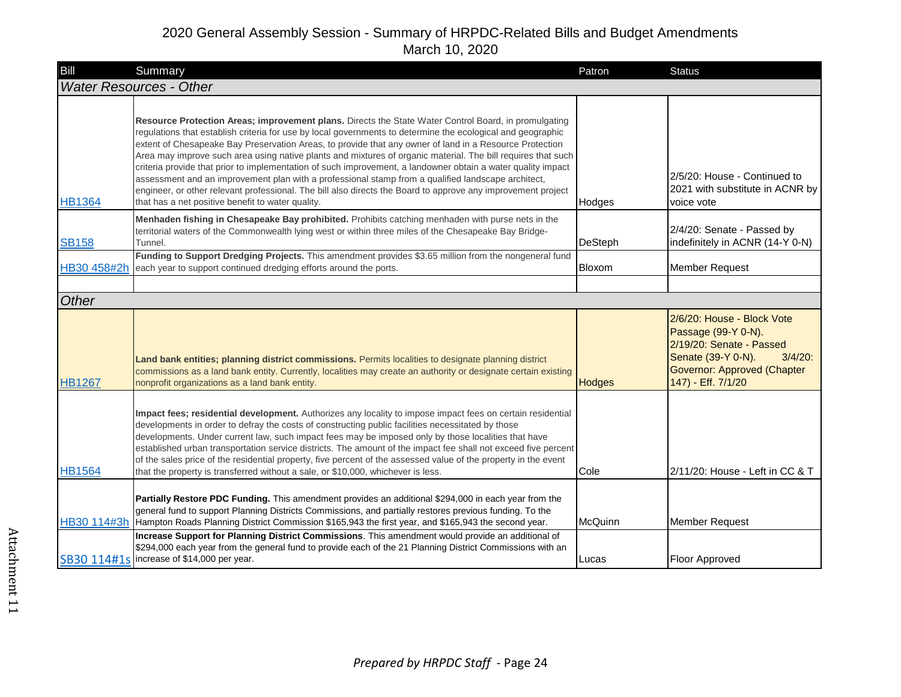# 2020 General Assembly Session - Summary of HRPDC-Related Bills and Budget Amendments

March 10, 2020

| Bill | Summary | Patron | Status |
|---|---|---|---|
| *Water Resources - Other* | | | |
| HB1364 | **Resource Protection Areas; improvement plans.** Directs the State Water Control Board, in promulgating regulations that establish criteria for use by local governments to determine the ecological and geographic extent of Chesapeake Bay Preservation Areas, to provide that any owner of land in a Resource Protection Area may improve such area using native plants and mixtures of organic material. The bill requires that such criteria provide that prior to implementation of such improvement, a landowner obtain a water quality impact assessment and an improvement plan with a professional stamp from a qualified landscape architect, engineer, or other relevant professional. The bill also directs the Board to approve any improvement project that has a net positive benefit to water quality. | Hodges | 2/5/20: House - Continued to 2021 with substitute in ACNR by voice vote |
| SB158 | **Menhaden fishing in Chesapeake Bay prohibited.** Prohibits catching menhaden with purse nets in the territorial waters of the Commonwealth lying west or within three miles of the Chesapeake Bay Bridge-Tunnel. | DeSteph | 2/4/20: Senate - Passed by indefinitely in ACNR (14-Y 0-N) |
| HB30 458#2h | **Funding to Support Dredging Projects.** This amendment provides $3.65 million from the nongeneral fund each year to support continued dredging efforts around the ports. | Bloxom | Member Request |
| | | | |
| *Other* | | | |
| HB1267 | **Land bank entities; planning district commissions.** Permits localities to designate planning district commissions as a land bank entity. Currently, localities may create an authority or designate certain existing nonprofit organizations as a land bank entity. | Hodges | 2/6/20: House - Block Vote Passage (99-Y 0-N). 2/19/20: Senate - Passed Senate (39-Y 0-N). 3/4/20: Governor: Approved (Chapter 147) - Eff. 7/1/20 |
| HB1564 | **Impact fees; residential development.** Authorizes any locality to impose impact fees on certain residential developments in order to defray the costs of constructing public facilities necessitated by those developments. Under current law, such impact fees may be imposed only by those localities that have established urban transportation service districts. The amount of the impact fee shall not exceed five percent of the sales price of the residential property, five percent of the assessed value of the property in the event that the property is transferred without a sale, or $10,000, whichever is less. | Cole | 2/11/20: House - Left in CC & T |
| HB30 114#3h | **Partially Restore PDC Funding.** This amendment provides an additional $294,000 in each year from the general fund to support Planning Districts Commissions, and partially restores previous funding. To the Hampton Roads Planning District Commission $165,943 the first year, and $165,943 the second year. | McQuinn | Member Request |
| SB30 114#1s | **Increase Support for Planning District Commissions**. This amendment would provide an additional of $294,000 each year from the general fund to provide each of the 21 Planning District Commissions with an increase of $14,000 per year. | Lucas | Floor Approved |

Attachment 11

*Prepared by HRPDC Staff* - Page 24